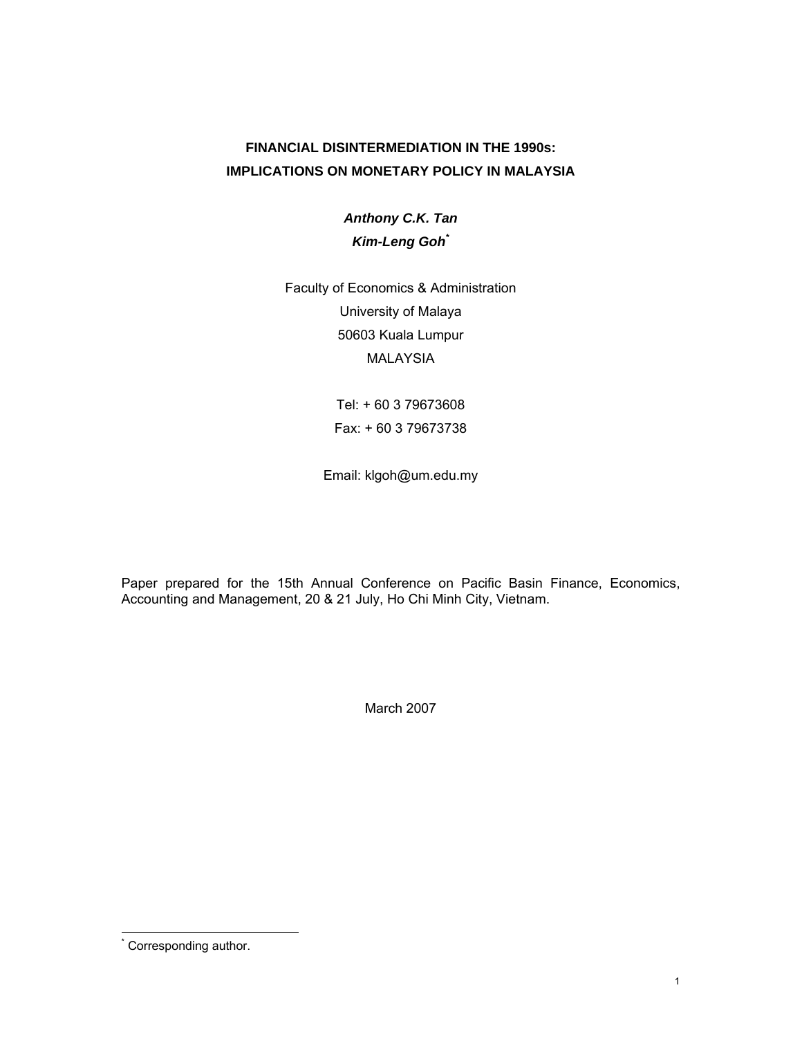# FINANCIAL DISINTERMEDIATION IN THE 1990s: IMPLICATIONS ON MONETARY POLICY IN MALAYSIA

***Anthony C.K. Tan***

***Kim-Leng Goh****

Faculty of Economics & Administration
University of Malaya
50603 Kuala Lumpur
MALAYSIA

Tel: + 60 3 79673608
Fax: + 60 3 79673738

Email: klgoh@um.edu.my

Paper prepared for the 15th Annual Conference on Pacific Basin Finance, Economics, Accounting and Management, 20 & 21 July, Ho Chi Minh City, Vietnam.

March 2007

---

* Corresponding author.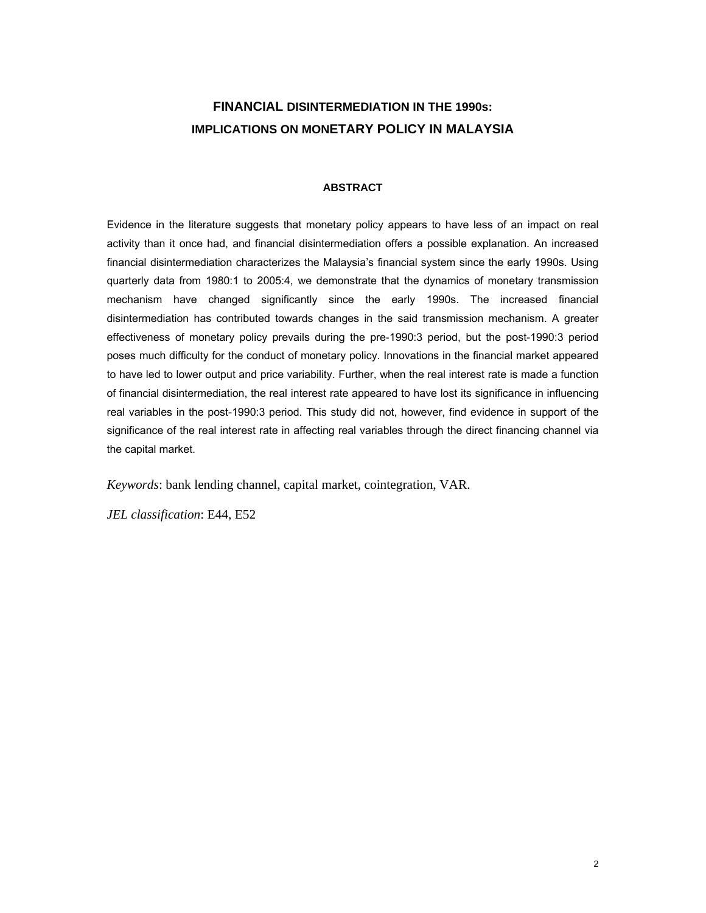# FINANCIAL DISINTERMEDIATION IN THE 1990s: IMPLICATIONS ON MONETARY POLICY IN MALAYSIA

### ABSTRACT

Evidence in the literature suggests that monetary policy appears to have less of an impact on real activity than it once had, and financial disintermediation offers a possible explanation. An increased financial disintermediation characterizes the Malaysia's financial system since the early 1990s. Using quarterly data from 1980:1 to 2005:4, we demonstrate that the dynamics of monetary transmission mechanism have changed significantly since the early 1990s. The increased financial disintermediation has contributed towards changes in the said transmission mechanism. A greater effectiveness of monetary policy prevails during the pre-1990:3 period, but the post-1990:3 period poses much difficulty for the conduct of monetary policy. Innovations in the financial market appeared to have led to lower output and price variability. Further, when the real interest rate is made a function of financial disintermediation, the real interest rate appeared to have lost its significance in influencing real variables in the post-1990:3 period. This study did not, however, find evidence in support of the significance of the real interest rate in affecting real variables through the direct financing channel via the capital market.

*Keywords*: bank lending channel, capital market, cointegration, VAR.

*JEL classification*: E44, E52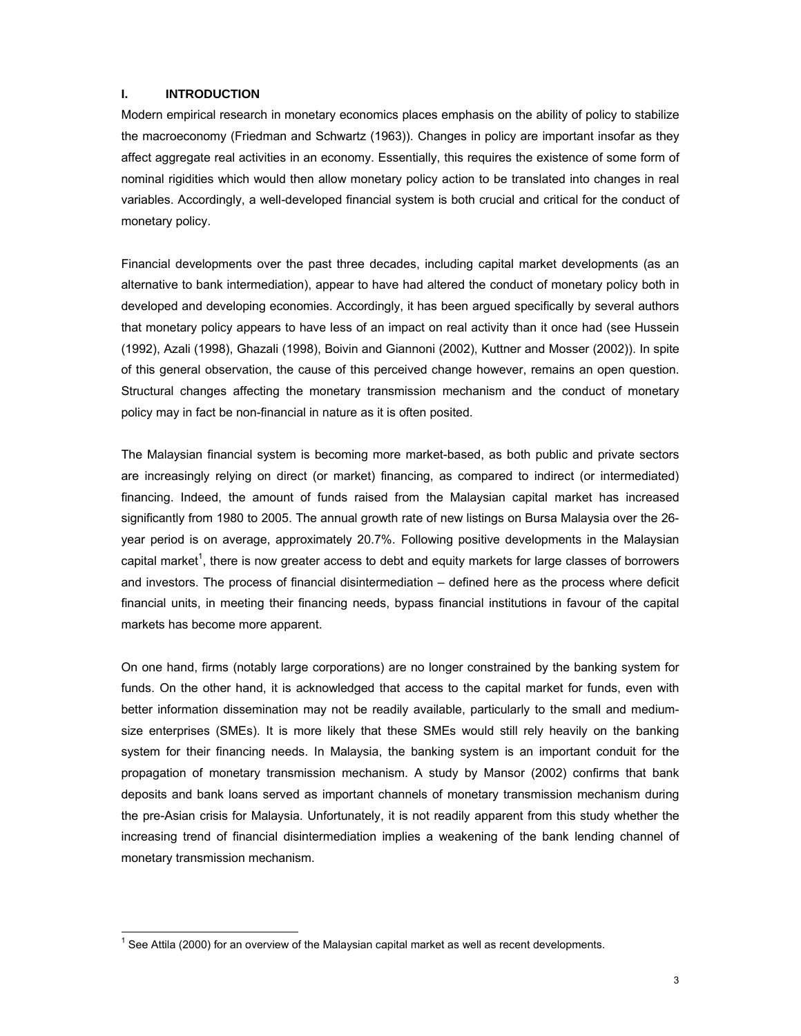# I. INTRODUCTION

Modern empirical research in monetary economics places emphasis on the ability of policy to stabilize the macroeconomy (Friedman and Schwartz (1963)). Changes in policy are important insofar as they affect aggregate real activities in an economy. Essentially, this requires the existence of some form of nominal rigidities which would then allow monetary policy action to be translated into changes in real variables. Accordingly, a well-developed financial system is both crucial and critical for the conduct of monetary policy.

Financial developments over the past three decades, including capital market developments (as an alternative to bank intermediation), appear to have had altered the conduct of monetary policy both in developed and developing economies. Accordingly, it has been argued specifically by several authors that monetary policy appears to have less of an impact on real activity than it once had (see Hussein (1992), Azali (1998), Ghazali (1998), Boivin and Giannoni (2002), Kuttner and Mosser (2002)). In spite of this general observation, the cause of this perceived change however, remains an open question. Structural changes affecting the monetary transmission mechanism and the conduct of monetary policy may in fact be non-financial in nature as it is often posited.

The Malaysian financial system is becoming more market-based, as both public and private sectors are increasingly relying on direct (or market) financing, as compared to indirect (or intermediated) financing. Indeed, the amount of funds raised from the Malaysian capital market has increased significantly from 1980 to 2005. The annual growth rate of new listings on Bursa Malaysia over the 26-year period is on average, approximately 20.7%. Following positive developments in the Malaysian capital market[1], there is now greater access to debt and equity markets for large classes of borrowers and investors. The process of financial disintermediation – defined here as the process where deficit financial units, in meeting their financing needs, bypass financial institutions in favour of the capital markets has become more apparent.

On one hand, firms (notably large corporations) are no longer constrained by the banking system for funds. On the other hand, it is acknowledged that access to the capital market for funds, even with better information dissemination may not be readily available, particularly to the small and medium-size enterprises (SMEs). It is more likely that these SMEs would still rely heavily on the banking system for their financing needs. In Malaysia, the banking system is an important conduit for the propagation of monetary transmission mechanism. A study by Mansor (2002) confirms that bank deposits and bank loans served as important channels of monetary transmission mechanism during the pre-Asian crisis for Malaysia. Unfortunately, it is not readily apparent from this study whether the increasing trend of financial disintermediation implies a weakening of the bank lending channel of monetary transmission mechanism.

[1] See Attila (2000) for an overview of the Malaysian capital market as well as recent developments.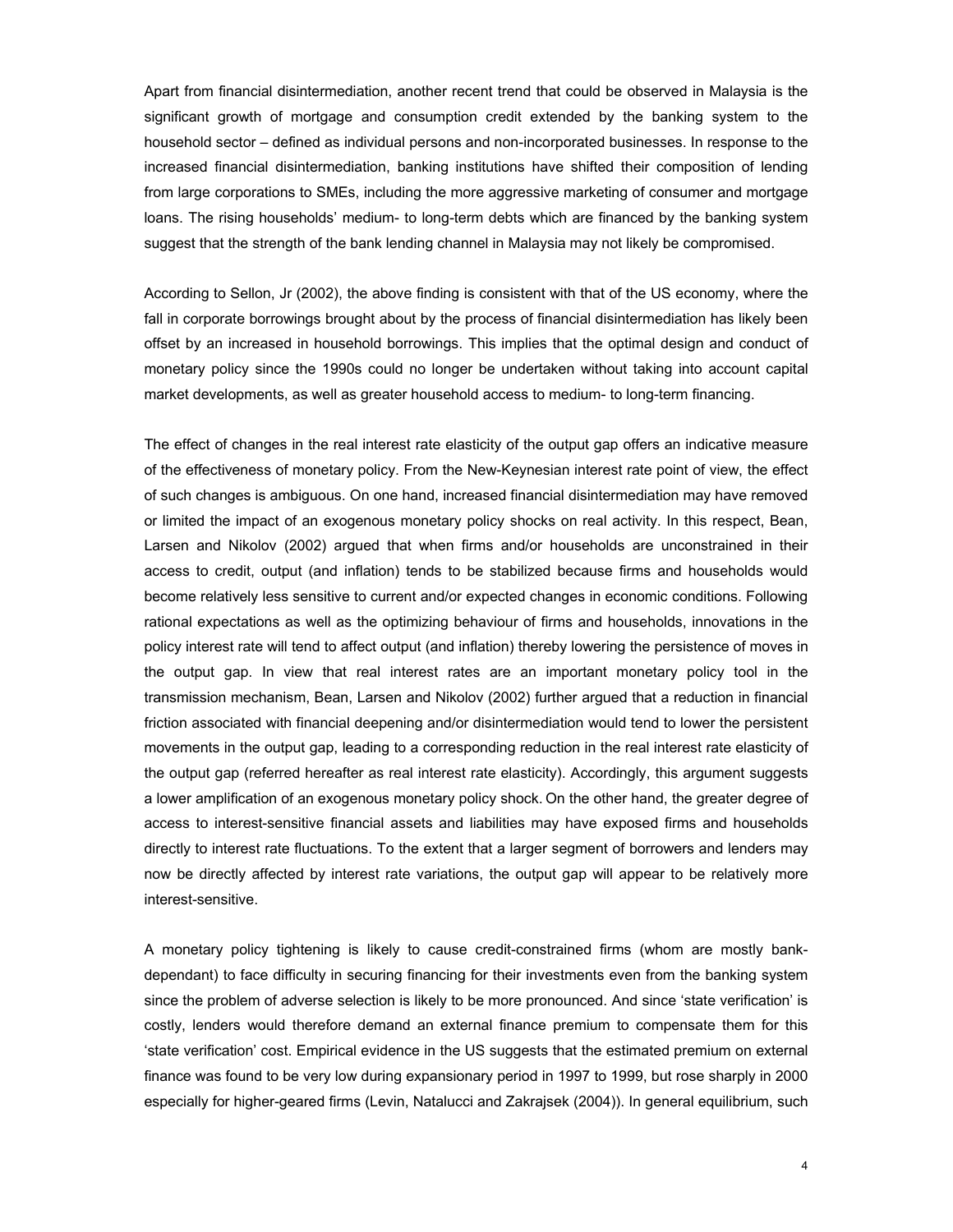Apart from financial disintermediation, another recent trend that could be observed in Malaysia is the significant growth of mortgage and consumption credit extended by the banking system to the household sector – defined as individual persons and non-incorporated businesses. In response to the increased financial disintermediation, banking institutions have shifted their composition of lending from large corporations to SMEs, including the more aggressive marketing of consumer and mortgage loans. The rising households' medium- to long-term debts which are financed by the banking system suggest that the strength of the bank lending channel in Malaysia may not likely be compromised.

According to Sellon, Jr (2002), the above finding is consistent with that of the US economy, where the fall in corporate borrowings brought about by the process of financial disintermediation has likely been offset by an increased in household borrowings. This implies that the optimal design and conduct of monetary policy since the 1990s could no longer be undertaken without taking into account capital market developments, as well as greater household access to medium- to long-term financing.

The effect of changes in the real interest rate elasticity of the output gap offers an indicative measure of the effectiveness of monetary policy. From the New-Keynesian interest rate point of view, the effect of such changes is ambiguous. On one hand, increased financial disintermediation may have removed or limited the impact of an exogenous monetary policy shocks on real activity. In this respect, Bean, Larsen and Nikolov (2002) argued that when firms and/or households are unconstrained in their access to credit, output (and inflation) tends to be stabilized because firms and households would become relatively less sensitive to current and/or expected changes in economic conditions. Following rational expectations as well as the optimizing behaviour of firms and households, innovations in the policy interest rate will tend to affect output (and inflation) thereby lowering the persistence of moves in the output gap. In view that real interest rates are an important monetary policy tool in the transmission mechanism, Bean, Larsen and Nikolov (2002) further argued that a reduction in financial friction associated with financial deepening and/or disintermediation would tend to lower the persistent movements in the output gap, leading to a corresponding reduction in the real interest rate elasticity of the output gap (referred hereafter as real interest rate elasticity). Accordingly, this argument suggests a lower amplification of an exogenous monetary policy shock. On the other hand, the greater degree of access to interest-sensitive financial assets and liabilities may have exposed firms and households directly to interest rate fluctuations. To the extent that a larger segment of borrowers and lenders may now be directly affected by interest rate variations, the output gap will appear to be relatively more interest-sensitive.

A monetary policy tightening is likely to cause credit-constrained firms (whom are mostly bank-dependant) to face difficulty in securing financing for their investments even from the banking system since the problem of adverse selection is likely to be more pronounced. And since 'state verification' is costly, lenders would therefore demand an external finance premium to compensate them for this 'state verification' cost. Empirical evidence in the US suggests that the estimated premium on external finance was found to be very low during expansionary period in 1997 to 1999, but rose sharply in 2000 especially for higher-geared firms (Levin, Natalucci and Zakrajsek (2004)). In general equilibrium, such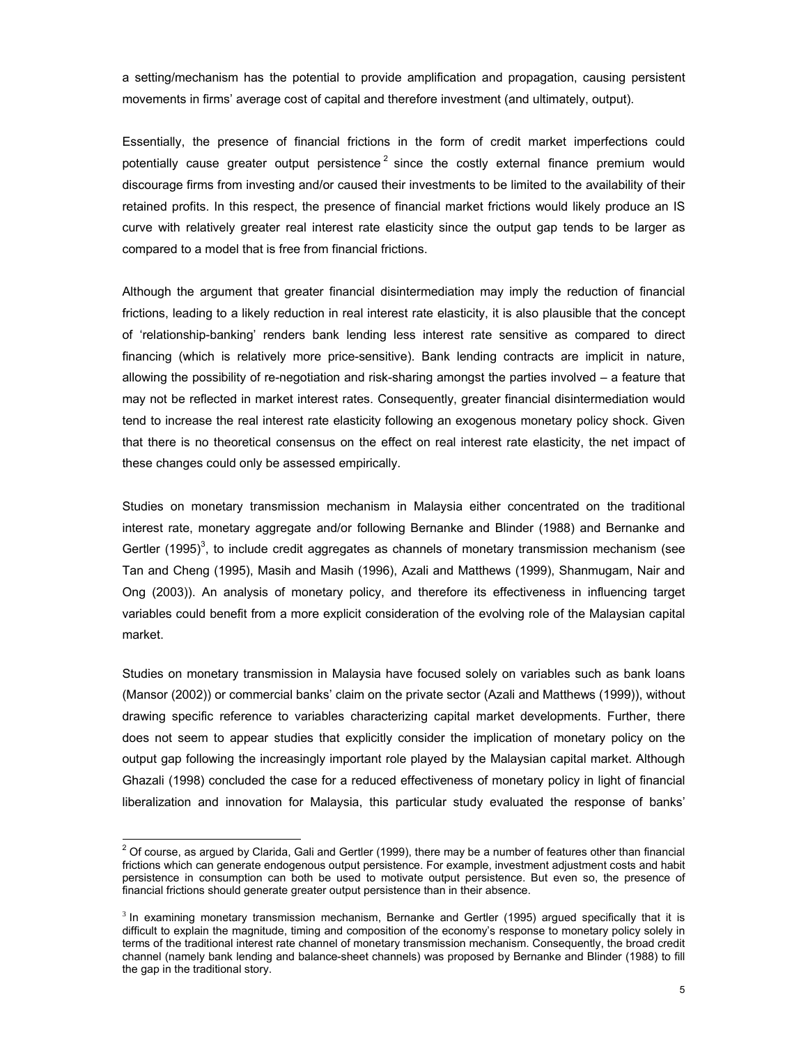a setting/mechanism has the potential to provide amplification and propagation, causing persistent movements in firms' average cost of capital and therefore investment (and ultimately, output).

Essentially, the presence of financial frictions in the form of credit market imperfections could potentially cause greater output persistence [2] since the costly external finance premium would discourage firms from investing and/or caused their investments to be limited to the availability of their retained profits. In this respect, the presence of financial market frictions would likely produce an IS curve with relatively greater real interest rate elasticity since the output gap tends to be larger as compared to a model that is free from financial frictions.

Although the argument that greater financial disintermediation may imply the reduction of financial frictions, leading to a likely reduction in real interest rate elasticity, it is also plausible that the concept of 'relationship-banking' renders bank lending less interest rate sensitive as compared to direct financing (which is relatively more price-sensitive). Bank lending contracts are implicit in nature, allowing the possibility of re-negotiation and risk-sharing amongst the parties involved – a feature that may not be reflected in market interest rates. Consequently, greater financial disintermediation would tend to increase the real interest rate elasticity following an exogenous monetary policy shock. Given that there is no theoretical consensus on the effect on real interest rate elasticity, the net impact of these changes could only be assessed empirically.

Studies on monetary transmission mechanism in Malaysia either concentrated on the traditional interest rate, monetary aggregate and/or following Bernanke and Blinder (1988) and Bernanke and Gertler (1995)[3], to include credit aggregates as channels of monetary transmission mechanism (see Tan and Cheng (1995), Masih and Masih (1996), Azali and Matthews (1999), Shanmugam, Nair and Ong (2003)). An analysis of monetary policy, and therefore its effectiveness in influencing target variables could benefit from a more explicit consideration of the evolving role of the Malaysian capital market.

Studies on monetary transmission in Malaysia have focused solely on variables such as bank loans (Mansor (2002)) or commercial banks' claim on the private sector (Azali and Matthews (1999)), without drawing specific reference to variables characterizing capital market developments. Further, there does not seem to appear studies that explicitly consider the implication of monetary policy on the output gap following the increasingly important role played by the Malaysian capital market. Although Ghazali (1998) concluded the case for a reduced effectiveness of monetary policy in light of financial liberalization and innovation for Malaysia, this particular study evaluated the response of banks'

[2] Of course, as argued by Clarida, Gali and Gertler (1999), there may be a number of features other than financial frictions which can generate endogenous output persistence. For example, investment adjustment costs and habit persistence in consumption can both be used to motivate output persistence. But even so, the presence of financial frictions should generate greater output persistence than in their absence.

[3] In examining monetary transmission mechanism, Bernanke and Gertler (1995) argued specifically that it is difficult to explain the magnitude, timing and composition of the economy's response to monetary policy solely in terms of the traditional interest rate channel of monetary transmission mechanism. Consequently, the broad credit channel (namely bank lending and balance-sheet channels) was proposed by Bernanke and Blinder (1988) to fill the gap in the traditional story.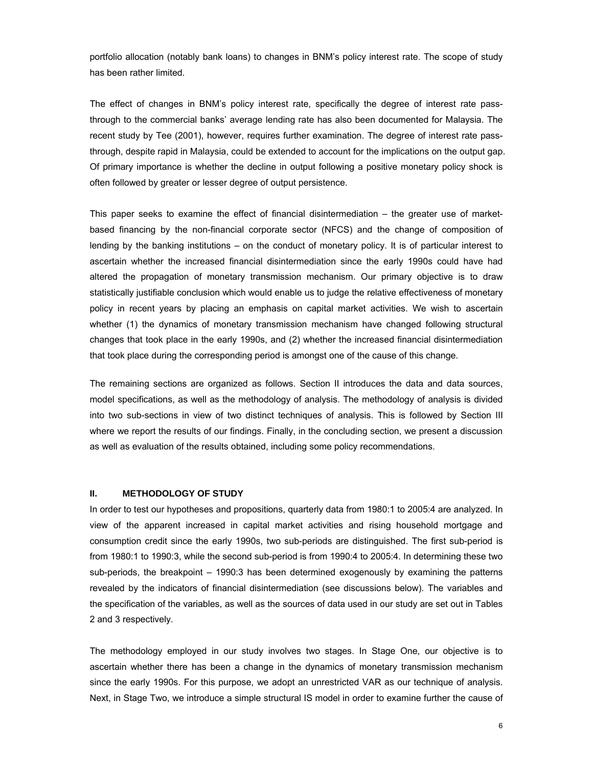portfolio allocation (notably bank loans) to changes in BNM's policy interest rate. The scope of study has been rather limited.

The effect of changes in BNM's policy interest rate, specifically the degree of interest rate pass-through to the commercial banks' average lending rate has also been documented for Malaysia. The recent study by Tee (2001), however, requires further examination. The degree of interest rate pass-through, despite rapid in Malaysia, could be extended to account for the implications on the output gap. Of primary importance is whether the decline in output following a positive monetary policy shock is often followed by greater or lesser degree of output persistence.

This paper seeks to examine the effect of financial disintermediation – the greater use of market-based financing by the non-financial corporate sector (NFCS) and the change of composition of lending by the banking institutions – on the conduct of monetary policy. It is of particular interest to ascertain whether the increased financial disintermediation since the early 1990s could have had altered the propagation of monetary transmission mechanism. Our primary objective is to draw statistically justifiable conclusion which would enable us to judge the relative effectiveness of monetary policy in recent years by placing an emphasis on capital market activities. We wish to ascertain whether (1) the dynamics of monetary transmission mechanism have changed following structural changes that took place in the early 1990s, and (2) whether the increased financial disintermediation that took place during the corresponding period is amongst one of the cause of this change.

The remaining sections are organized as follows. Section II introduces the data and data sources, model specifications, as well as the methodology of analysis. The methodology of analysis is divided into two sub-sections in view of two distinct techniques of analysis. This is followed by Section III where we report the results of our findings. Finally, in the concluding section, we present a discussion as well as evaluation of the results obtained, including some policy recommendations.

## II. METHODOLOGY OF STUDY

In order to test our hypotheses and propositions, quarterly data from 1980:1 to 2005:4 are analyzed. In view of the apparent increased in capital market activities and rising household mortgage and consumption credit since the early 1990s, two sub-periods are distinguished. The first sub-period is from 1980:1 to 1990:3, while the second sub-period is from 1990:4 to 2005:4. In determining these two sub-periods, the breakpoint – 1990:3 has been determined exogenously by examining the patterns revealed by the indicators of financial disintermediation (see discussions below). The variables and the specification of the variables, as well as the sources of data used in our study are set out in Tables 2 and 3 respectively.

The methodology employed in our study involves two stages. In Stage One, our objective is to ascertain whether there has been a change in the dynamics of monetary transmission mechanism since the early 1990s. For this purpose, we adopt an unrestricted VAR as our technique of analysis. Next, in Stage Two, we introduce a simple structural IS model in order to examine further the cause of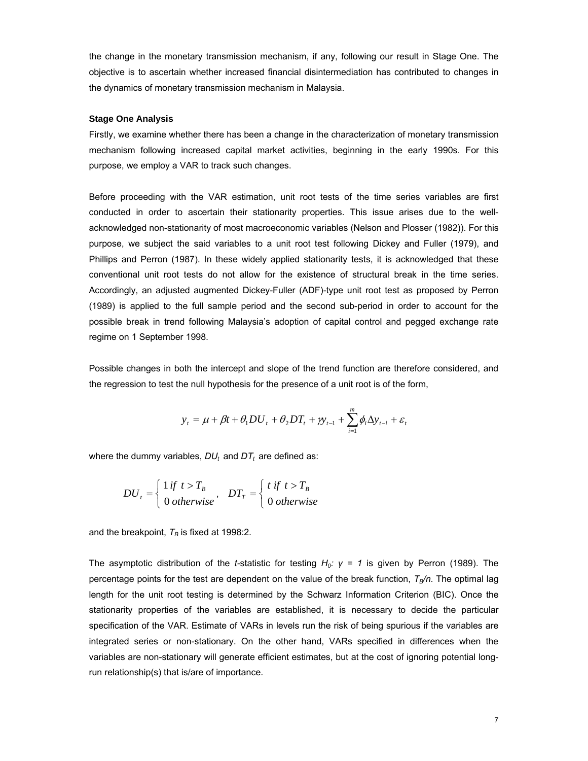the change in the monetary transmission mechanism, if any, following our result in Stage One. The objective is to ascertain whether increased financial disintermediation has contributed to changes in the dynamics of monetary transmission mechanism in Malaysia.

**Stage One Analysis**

Firstly, we examine whether there has been a change in the characterization of monetary transmission mechanism following increased capital market activities, beginning in the early 1990s. For this purpose, we employ a VAR to track such changes.

Before proceeding with the VAR estimation, unit root tests of the time series variables are first conducted in order to ascertain their stationarity properties. This issue arises due to the well-acknowledged non-stationarity of most macroeconomic variables (Nelson and Plosser (1982)). For this purpose, we subject the said variables to a unit root test following Dickey and Fuller (1979), and Phillips and Perron (1987). In these widely applied stationarity tests, it is acknowledged that these conventional unit root tests do not allow for the existence of structural break in the time series. Accordingly, an adjusted augmented Dickey-Fuller (ADF)-type unit root test as proposed by Perron (1989) is applied to the full sample period and the second sub-period in order to account for the possible break in trend following Malaysia's adoption of capital control and pegged exchange rate regime on 1 September 1998.

Possible changes in both the intercept and slope of the trend function are therefore considered, and the regression to test the null hypothesis for the presence of a unit root is of the form,

$$y_t = \mu + \beta t + \theta_1 DU_t + \theta_2 DT_t + \gamma y_{t-1} + \sum_{i=1}^{m} \phi_i \Delta y_{t-i} + \varepsilon_t$$

where the dummy variables, $DU_t$ and $DT_t$ are defined as:

$$DU_t = \begin{cases} 1 \; if \;\; t > T_B \\ 0 \; otherwise \end{cases}, \quad DT_T = \begin{cases} t \; if \;\; t > T_B \\ 0 \; otherwise \end{cases}$$

and the breakpoint, $T_B$ is fixed at 1998:2.

The asymptotic distribution of the *t*-statistic for testing $H_0$: $\gamma = 1$ is given by Perron (1989). The percentage points for the test are dependent on the value of the break function, $T_B/n$. The optimal lag length for the unit root testing is determined by the Schwarz Information Criterion (BIC). Once the stationarity properties of the variables are established, it is necessary to decide the particular specification of the VAR. Estimate of VARs in levels run the risk of being spurious if the variables are integrated series or non-stationary. On the other hand, VARs specified in differences when the variables are non-stationary will generate efficient estimates, but at the cost of ignoring potential long-run relationship(s) that is/are of importance.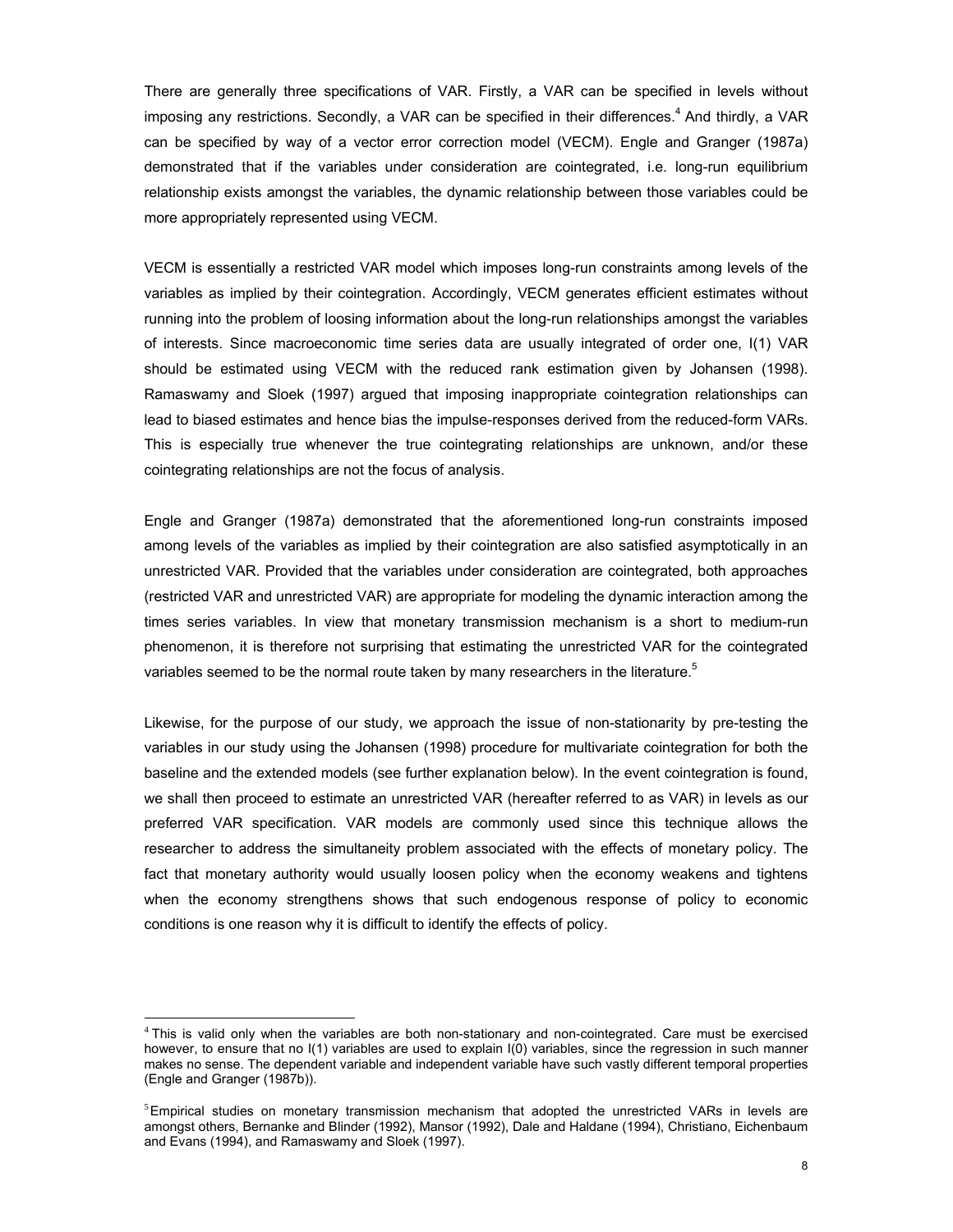There are generally three specifications of VAR. Firstly, a VAR can be specified in levels without imposing any restrictions. Secondly, a VAR can be specified in their differences.[4] And thirdly, a VAR can be specified by way of a vector error correction model (VECM). Engle and Granger (1987a) demonstrated that if the variables under consideration are cointegrated, i.e. long-run equilibrium relationship exists amongst the variables, the dynamic relationship between those variables could be more appropriately represented using VECM.

VECM is essentially a restricted VAR model which imposes long-run constraints among levels of the variables as implied by their cointegration. Accordingly, VECM generates efficient estimates without running into the problem of loosing information about the long-run relationships amongst the variables of interests. Since macroeconomic time series data are usually integrated of order one, I(1) VAR should be estimated using VECM with the reduced rank estimation given by Johansen (1998). Ramaswamy and Sloek (1997) argued that imposing inappropriate cointegration relationships can lead to biased estimates and hence bias the impulse-responses derived from the reduced-form VARs. This is especially true whenever the true cointegrating relationships are unknown, and/or these cointegrating relationships are not the focus of analysis.

Engle and Granger (1987a) demonstrated that the aforementioned long-run constraints imposed among levels of the variables as implied by their cointegration are also satisfied asymptotically in an unrestricted VAR. Provided that the variables under consideration are cointegrated, both approaches (restricted VAR and unrestricted VAR) are appropriate for modeling the dynamic interaction among the times series variables. In view that monetary transmission mechanism is a short to medium-run phenomenon, it is therefore not surprising that estimating the unrestricted VAR for the cointegrated variables seemed to be the normal route taken by many researchers in the literature.[5]

Likewise, for the purpose of our study, we approach the issue of non-stationarity by pre-testing the variables in our study using the Johansen (1998) procedure for multivariate cointegration for both the baseline and the extended models (see further explanation below). In the event cointegration is found, we shall then proceed to estimate an unrestricted VAR (hereafter referred to as VAR) in levels as our preferred VAR specification. VAR models are commonly used since this technique allows the researcher to address the simultaneity problem associated with the effects of monetary policy. The fact that monetary authority would usually loosen policy when the economy weakens and tightens when the economy strengthens shows that such endogenous response of policy to economic conditions is one reason why it is difficult to identify the effects of policy.

---

[4] This is valid only when the variables are both non-stationary and non-cointegrated. Care must be exercised however, to ensure that no I(1) variables are used to explain I(0) variables, since the regression in such manner makes no sense. The dependent variable and independent variable have such vastly different temporal properties (Engle and Granger (1987b)).

[5] Empirical studies on monetary transmission mechanism that adopted the unrestricted VARs in levels are amongst others, Bernanke and Blinder (1992), Mansor (1992), Dale and Haldane (1994), Christiano, Eichenbaum and Evans (1994), and Ramaswamy and Sloek (1997).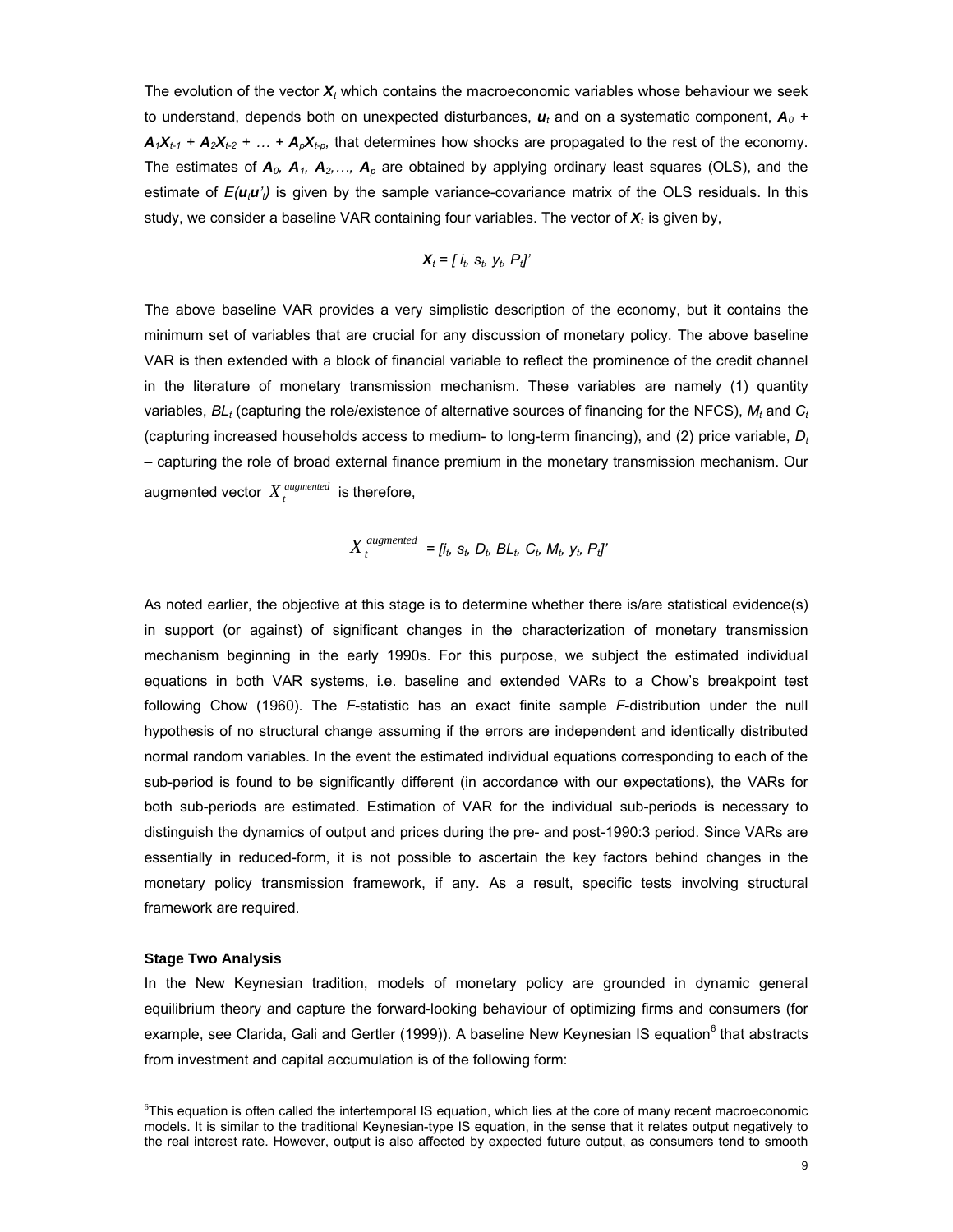The evolution of the vector $\boldsymbol{X}_t$ which contains the macroeconomic variables whose behaviour we seek to understand, depends both on unexpected disturbances, $\boldsymbol{u}_t$ and on a systematic component, $\boldsymbol{A}_0 + \boldsymbol{A}_1\boldsymbol{X}_{t-1} + \boldsymbol{A}_2\boldsymbol{X}_{t-2} + \ldots + \boldsymbol{A}_p\boldsymbol{X}_{t-p}$, that determines how shocks are propagated to the rest of the economy. The estimates of $\boldsymbol{A}_0, \boldsymbol{A}_1, \boldsymbol{A}_2, \ldots, \boldsymbol{A}_p$ are obtained by applying ordinary least squares (OLS), and the estimate of $E(\boldsymbol{u}_t\boldsymbol{u}'_t)$ is given by the sample variance-covariance matrix of the OLS residuals. In this study, we consider a baseline VAR containing four variables. The vector of $\boldsymbol{X}_t$ is given by,

$$\boldsymbol{X}_t = [\, i_t,\ s_t,\ y_t,\ P_t]'$$

The above baseline VAR provides a very simplistic description of the economy, but it contains the minimum set of variables that are crucial for any discussion of monetary policy. The above baseline VAR is then extended with a block of financial variable to reflect the prominence of the credit channel in the literature of monetary transmission mechanism. These variables are namely (1) quantity variables, $BL_t$ (capturing the role/existence of alternative sources of financing for the NFCS), $M_t$ and $C_t$ (capturing increased households access to medium- to long-term financing), and (2) price variable, $D_t$ – capturing the role of broad external finance premium in the monetary transmission mechanism. Our augmented vector $X_t^{augmented}$ is therefore,

$$X_t^{augmented} = [i_t,\ s_t,\ D_t,\ BL_t,\ C_t,\ M_t,\ y_t,\ P_t]'$$

As noted earlier, the objective at this stage is to determine whether there is/are statistical evidence(s) in support (or against) of significant changes in the characterization of monetary transmission mechanism beginning in the early 1990s. For this purpose, we subject the estimated individual equations in both VAR systems, i.e. baseline and extended VARs to a Chow's breakpoint test following Chow (1960). The *F*-statistic has an exact finite sample *F*-distribution under the null hypothesis of no structural change assuming if the errors are independent and identically distributed normal random variables. In the event the estimated individual equations corresponding to each of the sub-period is found to be significantly different (in accordance with our expectations), the VARs for both sub-periods are estimated. Estimation of VAR for the individual sub-periods is necessary to distinguish the dynamics of output and prices during the pre- and post-1990:3 period. Since VARs are essentially in reduced-form, it is not possible to ascertain the key factors behind changes in the monetary policy transmission framework, if any. As a result, specific tests involving structural framework are required.

**Stage Two Analysis**

In the New Keynesian tradition, models of monetary policy are grounded in dynamic general equilibrium theory and capture the forward-looking behaviour of optimizing firms and consumers (for example, see Clarida, Gali and Gertler (1999)). A baseline New Keynesian IS equation[6] that abstracts from investment and capital accumulation is of the following form:

---

[6]This equation is often called the intertemporal IS equation, which lies at the core of many recent macroeconomic models. It is similar to the traditional Keynesian-type IS equation, in the sense that it relates output negatively to the real interest rate. However, output is also affected by expected future output, as consumers tend to smooth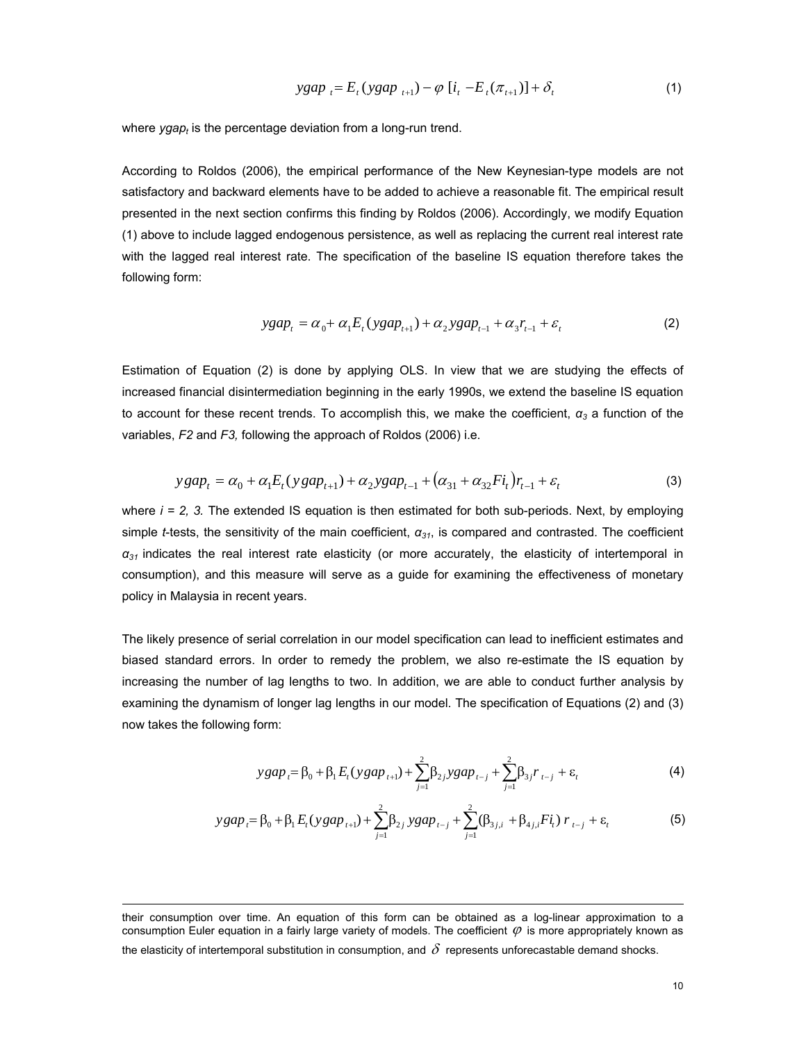$$ygap_t = E_t(ygap_{t+1}) - \varphi\,[i_t - E_t(\pi_{t+1})] + \delta_t \tag{1}$$

where $ygap_t$ is the percentage deviation from a long-run trend.

According to Roldos (2006), the empirical performance of the New Keynesian-type models are not satisfactory and backward elements have to be added to achieve a reasonable fit. The empirical result presented in the next section confirms this finding by Roldos (2006). Accordingly, we modify Equation (1) above to include lagged endogenous persistence, as well as replacing the current real interest rate with the lagged real interest rate. The specification of the baseline IS equation therefore takes the following form:

$$ygap_t = \alpha_0 + \alpha_1 E_t(ygap_{t+1}) + \alpha_2 ygap_{t-1} + \alpha_3 r_{t-1} + \varepsilon_t \tag{2}$$

Estimation of Equation (2) is done by applying OLS. In view that we are studying the effects of increased financial disintermediation beginning in the early 1990s, we extend the baseline IS equation to account for these recent trends. To accomplish this, we make the coefficient, $\alpha_3$ a function of the variables, *F2* and *F3,* following the approach of Roldos (2006) i.e.

$$ygap_t = \alpha_0 + \alpha_1 E_t(ygap_{t+1}) + \alpha_2 ygap_{t-1} + (\alpha_{31} + \alpha_{32} Fi_t) r_{t-1} + \varepsilon_t \tag{3}$$

where $i = 2, 3$. The extended IS equation is then estimated for both sub-periods. Next, by employing simple *t*-tests, the sensitivity of the main coefficient, $\alpha_{31}$, is compared and contrasted. The coefficient $\alpha_{31}$ indicates the real interest rate elasticity (or more accurately, the elasticity of intertemporal in consumption), and this measure will serve as a guide for examining the effectiveness of monetary policy in Malaysia in recent years.

The likely presence of serial correlation in our model specification can lead to inefficient estimates and biased standard errors. In order to remedy the problem, we also re-estimate the IS equation by increasing the number of lag lengths to two. In addition, we are able to conduct further analysis by examining the dynamism of longer lag lengths in our model. The specification of Equations (2) and (3) now takes the following form:

$$ygap_t = \beta_0 + \beta_1 E_t(ygap_{t+1}) + \sum_{j=1}^{2} \beta_{2j}\, ygap_{t-j} + \sum_{j=1}^{2} \beta_{3j}\, r_{t-j} + \varepsilon_t \tag{4}$$

$$ygap_t = \beta_0 + \beta_1 E_t(ygap_{t+1}) + \sum_{j=1}^{2} \beta_{2j}\, ygap_{t-j} + \sum_{j=1}^{2} (\beta_{3j,i} + \beta_{4j,i} Fi_t)\, r_{t-j} + \varepsilon_t \tag{5}$$

---

their consumption over time. An equation of this form can be obtained as a log-linear approximation to a consumption Euler equation in a fairly large variety of models. The coefficient $\varphi$ is more appropriately known as the elasticity of intertemporal substitution in consumption, and $\delta$ represents unforecastable demand shocks.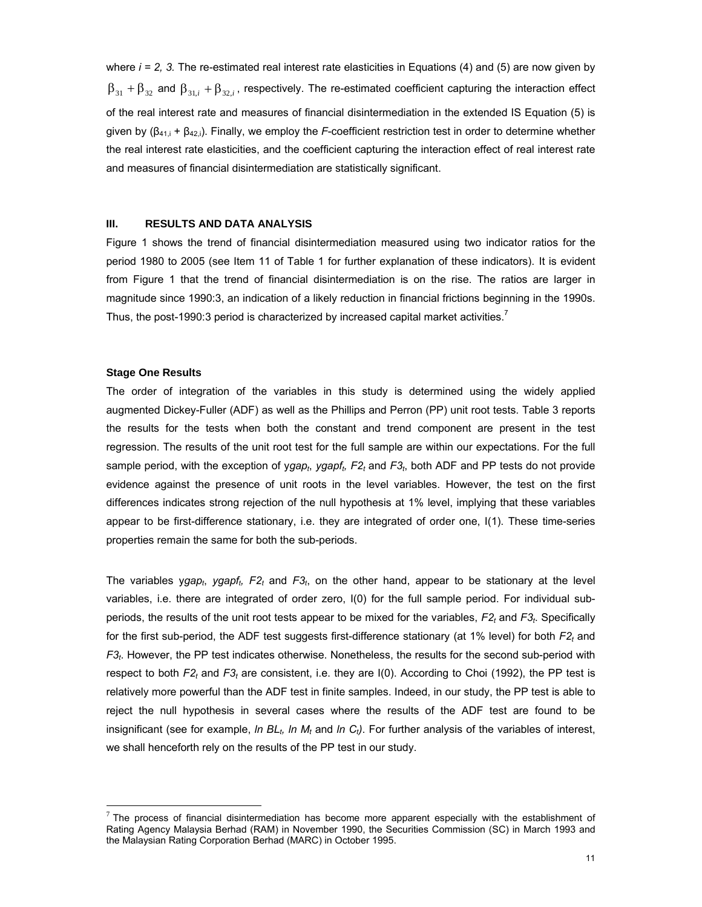where $i = 2, 3.$ The re-estimated real interest rate elasticities in Equations (4) and (5) are now given by $\beta_{31} + \beta_{32}$ and $\beta_{31,i} + \beta_{32,i}$, respectively. The re-estimated coefficient capturing the interaction effect of the real interest rate and measures of financial disintermediation in the extended IS Equation (5) is given by ($\beta_{41,i} + \beta_{42,i}$). Finally, we employ the *F*-coefficient restriction test in order to determine whether the real interest rate elasticities, and the coefficient capturing the interaction effect of real interest rate and measures of financial disintermediation are statistically significant.

## III. RESULTS AND DATA ANALYSIS

Figure 1 shows the trend of financial disintermediation measured using two indicator ratios for the period 1980 to 2005 (see Item 11 of Table 1 for further explanation of these indicators). It is evident from Figure 1 that the trend of financial disintermediation is on the rise. The ratios are larger in magnitude since 1990:3, an indication of a likely reduction in financial frictions beginning in the 1990s. Thus, the post-1990:3 period is characterized by increased capital market activities.[7]

### Stage One Results

The order of integration of the variables in this study is determined using the widely applied augmented Dickey-Fuller (ADF) as well as the Phillips and Perron (PP) unit root tests. Table 3 reports the results for the tests when both the constant and trend component are present in the test regression. The results of the unit root test for the full sample are within our expectations. For the full sample period, with the exception of $ygap_t$, $ygapf_t$, $F2_t$ and $F3_t$, both ADF and PP tests do not provide evidence against the presence of unit roots in the level variables. However, the test on the first differences indicates strong rejection of the null hypothesis at 1% level, implying that these variables appear to be first-difference stationary, i.e. they are integrated of order one, I(1). These time-series properties remain the same for both the sub-periods.

The variables $ygap_t$, $ygapf_t$, $F2_t$ and $F3_t$, on the other hand, appear to be stationary at the level variables, i.e. there are integrated of order zero, I(0) for the full sample period. For individual sub-periods, the results of the unit root tests appear to be mixed for the variables, $F2_t$ and $F3_t$. Specifically for the first sub-period, the ADF test suggests first-difference stationary (at 1% level) for both $F2_t$ and $F3_t$. However, the PP test indicates otherwise. Nonetheless, the results for the second sub-period with respect to both $F2_t$ and $F3_t$ are consistent, i.e. they are I(0). According to Choi (1992), the PP test is relatively more powerful than the ADF test in finite samples. Indeed, in our study, the PP test is able to reject the null hypothesis in several cases where the results of the ADF test are found to be insignificant (see for example, $\ln BL_t$, $\ln M_t$ and $\ln C_t$). For further analysis of the variables of interest, we shall henceforth rely on the results of the PP test in our study.

---

[7] The process of financial disintermediation has become more apparent especially with the establishment of Rating Agency Malaysia Berhad (RAM) in November 1990, the Securities Commission (SC) in March 1993 and the Malaysian Rating Corporation Berhad (MARC) in October 1995.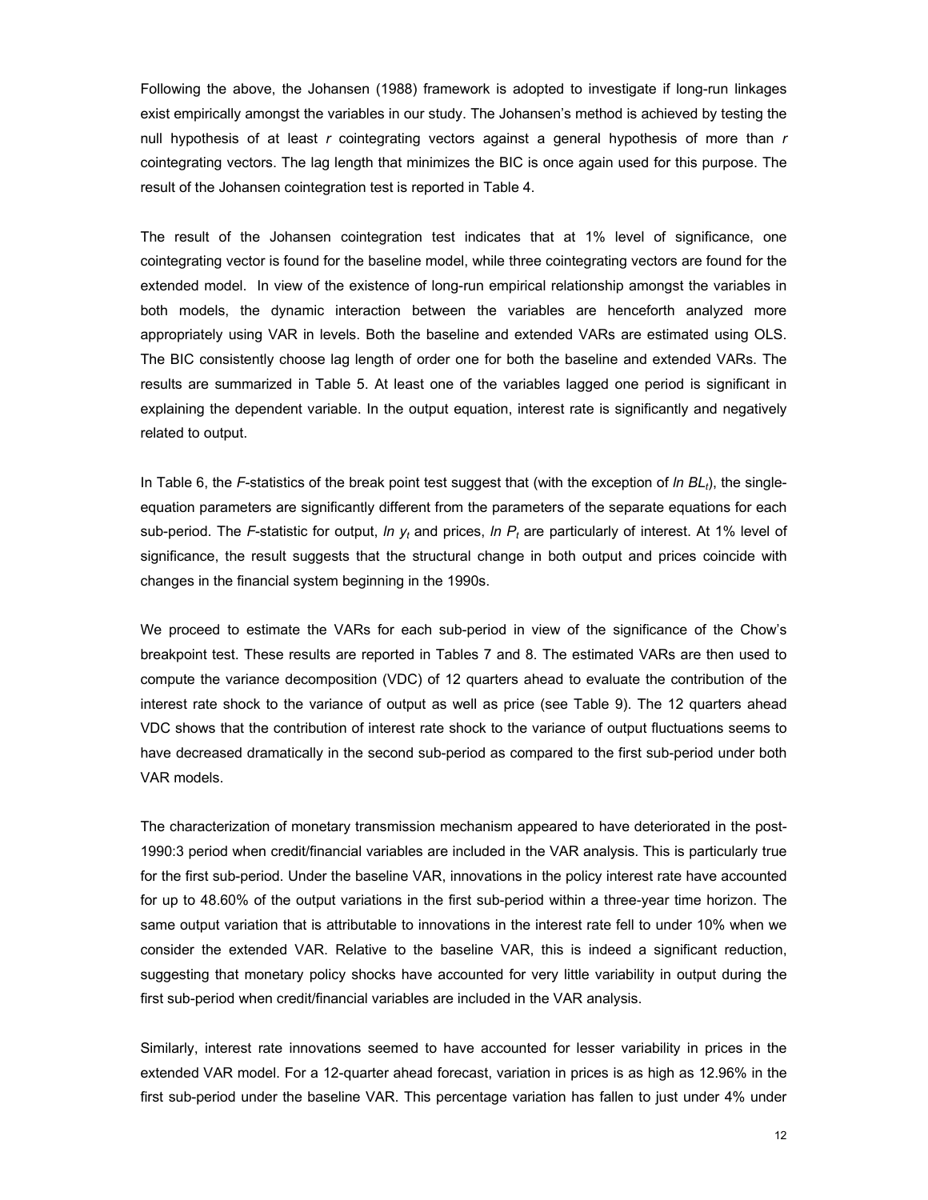Following the above, the Johansen (1988) framework is adopted to investigate if long-run linkages exist empirically amongst the variables in our study. The Johansen's method is achieved by testing the null hypothesis of at least *r* cointegrating vectors against a general hypothesis of more than *r* cointegrating vectors. The lag length that minimizes the BIC is once again used for this purpose. The result of the Johansen cointegration test is reported in Table 4.

The result of the Johansen cointegration test indicates that at 1% level of significance, one cointegrating vector is found for the baseline model, while three cointegrating vectors are found for the extended model. In view of the existence of long-run empirical relationship amongst the variables in both models, the dynamic interaction between the variables are henceforth analyzed more appropriately using VAR in levels. Both the baseline and extended VARs are estimated using OLS. The BIC consistently choose lag length of order one for both the baseline and extended VARs. The results are summarized in Table 5. At least one of the variables lagged one period is significant in explaining the dependent variable. In the output equation, interest rate is significantly and negatively related to output.

In Table 6, the *F*-statistics of the break point test suggest that (with the exception of $\ln BL_t$), the single-equation parameters are significantly different from the parameters of the separate equations for each sub-period. The *F*-statistic for output, $\ln y_t$ and prices, $\ln P_t$ are particularly of interest. At 1% level of significance, the result suggests that the structural change in both output and prices coincide with changes in the financial system beginning in the 1990s.

We proceed to estimate the VARs for each sub-period in view of the significance of the Chow's breakpoint test. These results are reported in Tables 7 and 8. The estimated VARs are then used to compute the variance decomposition (VDC) of 12 quarters ahead to evaluate the contribution of the interest rate shock to the variance of output as well as price (see Table 9). The 12 quarters ahead VDC shows that the contribution of interest rate shock to the variance of output fluctuations seems to have decreased dramatically in the second sub-period as compared to the first sub-period under both VAR models.

The characterization of monetary transmission mechanism appeared to have deteriorated in the post-1990:3 period when credit/financial variables are included in the VAR analysis. This is particularly true for the first sub-period. Under the baseline VAR, innovations in the policy interest rate have accounted for up to 48.60% of the output variations in the first sub-period within a three-year time horizon. The same output variation that is attributable to innovations in the interest rate fell to under 10% when we consider the extended VAR. Relative to the baseline VAR, this is indeed a significant reduction, suggesting that monetary policy shocks have accounted for very little variability in output during the first sub-period when credit/financial variables are included in the VAR analysis.

Similarly, interest rate innovations seemed to have accounted for lesser variability in prices in the extended VAR model. For a 12-quarter ahead forecast, variation in prices is as high as 12.96% in the first sub-period under the baseline VAR. This percentage variation has fallen to just under 4% under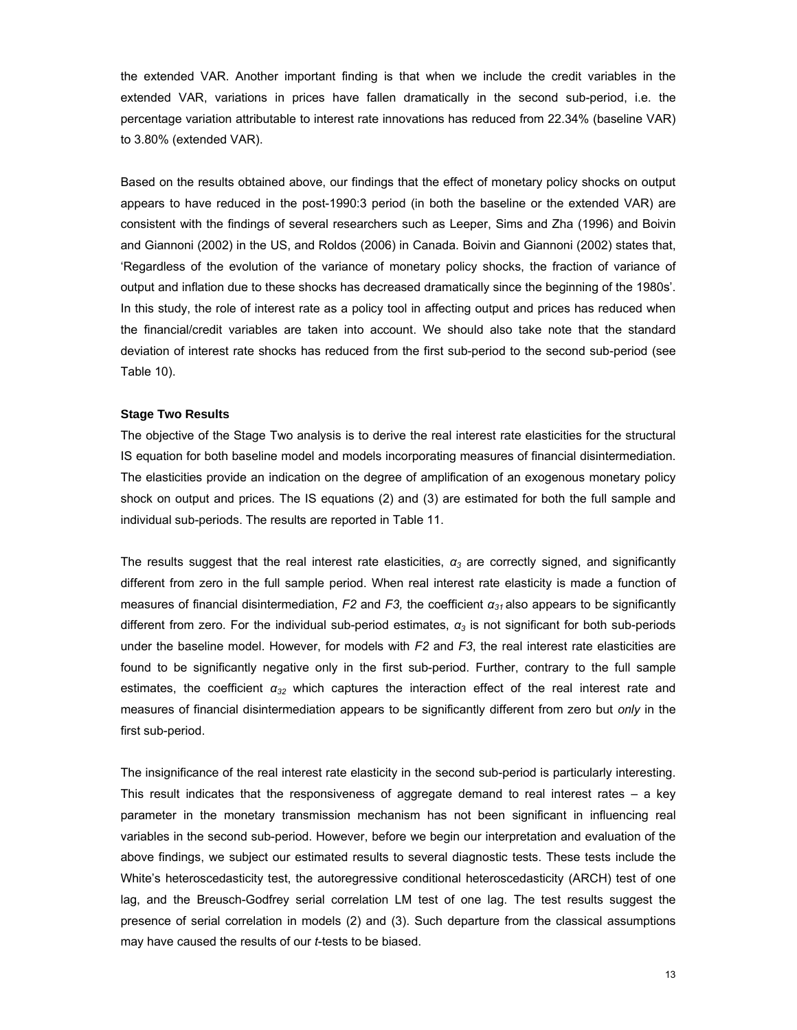the extended VAR. Another important finding is that when we include the credit variables in the extended VAR, variations in prices have fallen dramatically in the second sub-period, i.e. the percentage variation attributable to interest rate innovations has reduced from 22.34% (baseline VAR) to 3.80% (extended VAR).

Based on the results obtained above, our findings that the effect of monetary policy shocks on output appears to have reduced in the post-1990:3 period (in both the baseline or the extended VAR) are consistent with the findings of several researchers such as Leeper, Sims and Zha (1996) and Boivin and Giannoni (2002) in the US, and Roldos (2006) in Canada. Boivin and Giannoni (2002) states that, 'Regardless of the evolution of the variance of monetary policy shocks, the fraction of variance of output and inflation due to these shocks has decreased dramatically since the beginning of the 1980s'. In this study, the role of interest rate as a policy tool in affecting output and prices has reduced when the financial/credit variables are taken into account. We should also take note that the standard deviation of interest rate shocks has reduced from the first sub-period to the second sub-period (see Table 10).

**Stage Two Results**

The objective of the Stage Two analysis is to derive the real interest rate elasticities for the structural IS equation for both baseline model and models incorporating measures of financial disintermediation. The elasticities provide an indication on the degree of amplification of an exogenous monetary policy shock on output and prices. The IS equations (2) and (3) are estimated for both the full sample and individual sub-periods. The results are reported in Table 11.

The results suggest that the real interest rate elasticities, $\alpha_3$ are correctly signed, and significantly different from zero in the full sample period. When real interest rate elasticity is made a function of measures of financial disintermediation, *F2* and *F3,* the coefficient $\alpha_{31}$ also appears to be significantly different from zero. For the individual sub-period estimates, $\alpha_3$ is not significant for both sub-periods under the baseline model. However, for models with *F2* and *F3*, the real interest rate elasticities are found to be significantly negative only in the first sub-period. Further, contrary to the full sample estimates, the coefficient $\alpha_{32}$ which captures the interaction effect of the real interest rate and measures of financial disintermediation appears to be significantly different from zero but *only* in the first sub-period.

The insignificance of the real interest rate elasticity in the second sub-period is particularly interesting. This result indicates that the responsiveness of aggregate demand to real interest rates – a key parameter in the monetary transmission mechanism has not been significant in influencing real variables in the second sub-period. However, before we begin our interpretation and evaluation of the above findings, we subject our estimated results to several diagnostic tests. These tests include the White's heteroscedasticity test, the autoregressive conditional heteroscedasticity (ARCH) test of one lag, and the Breusch-Godfrey serial correlation LM test of one lag. The test results suggest the presence of serial correlation in models (2) and (3). Such departure from the classical assumptions may have caused the results of our *t*-tests to be biased.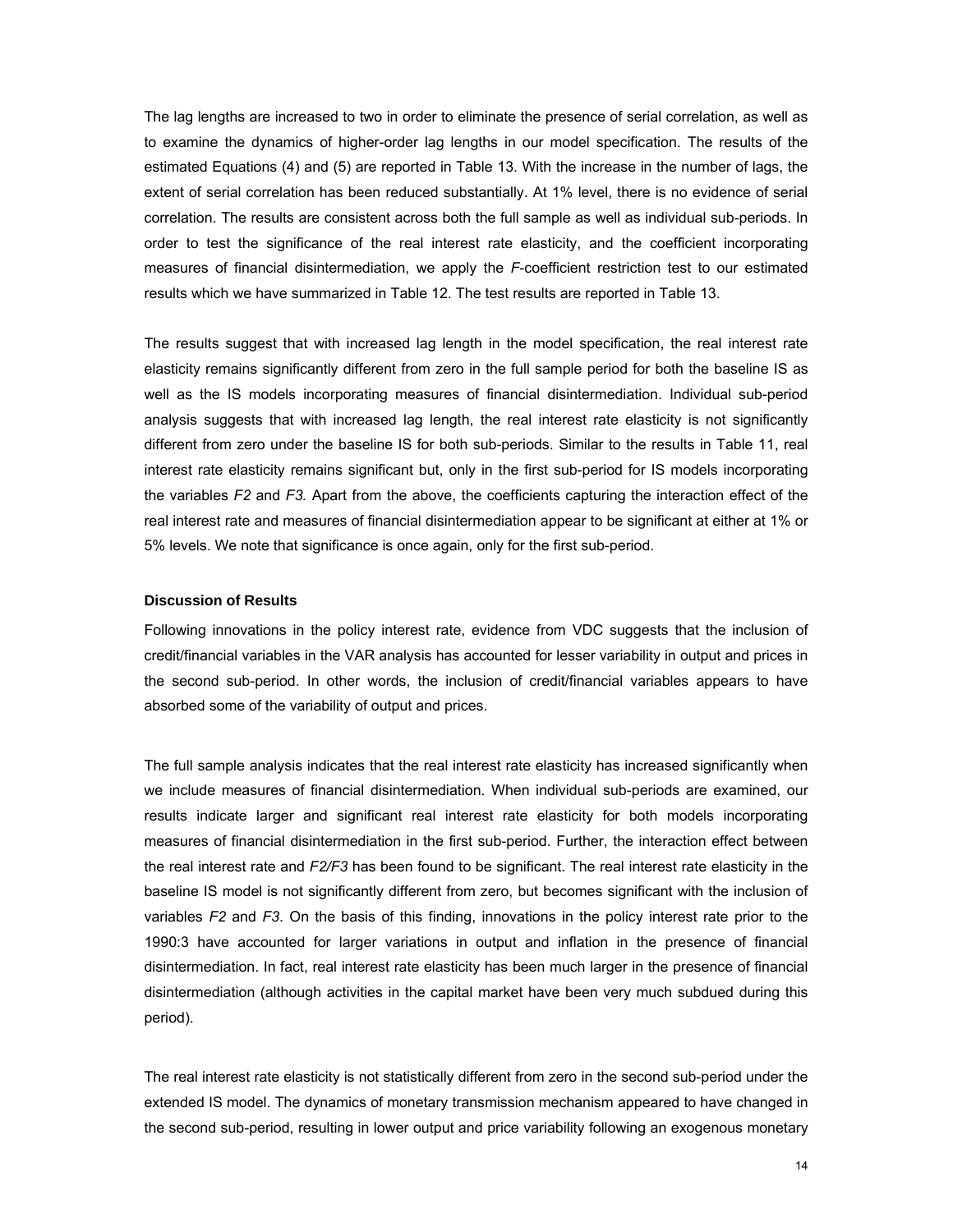The lag lengths are increased to two in order to eliminate the presence of serial correlation, as well as to examine the dynamics of higher-order lag lengths in our model specification. The results of the estimated Equations (4) and (5) are reported in Table 13. With the increase in the number of lags, the extent of serial correlation has been reduced substantially. At 1% level, there is no evidence of serial correlation. The results are consistent across both the full sample as well as individual sub-periods. In order to test the significance of the real interest rate elasticity, and the coefficient incorporating measures of financial disintermediation, we apply the *F*-coefficient restriction test to our estimated results which we have summarized in Table 12. The test results are reported in Table 13.

The results suggest that with increased lag length in the model specification, the real interest rate elasticity remains significantly different from zero in the full sample period for both the baseline IS as well as the IS models incorporating measures of financial disintermediation. Individual sub-period analysis suggests that with increased lag length, the real interest rate elasticity is not significantly different from zero under the baseline IS for both sub-periods. Similar to the results in Table 11, real interest rate elasticity remains significant but, only in the first sub-period for IS models incorporating the variables *F2* and *F3.* Apart from the above, the coefficients capturing the interaction effect of the real interest rate and measures of financial disintermediation appear to be significant at either at 1% or 5% levels. We note that significance is once again, only for the first sub-period.

### Discussion of Results

Following innovations in the policy interest rate, evidence from VDC suggests that the inclusion of credit/financial variables in the VAR analysis has accounted for lesser variability in output and prices in the second sub-period. In other words, the inclusion of credit/financial variables appears to have absorbed some of the variability of output and prices.

The full sample analysis indicates that the real interest rate elasticity has increased significantly when we include measures of financial disintermediation. When individual sub-periods are examined, our results indicate larger and significant real interest rate elasticity for both models incorporating measures of financial disintermediation in the first sub-period. Further, the interaction effect between the real interest rate and *F2/F3* has been found to be significant. The real interest rate elasticity in the baseline IS model is not significantly different from zero, but becomes significant with the inclusion of variables *F2* and *F3*. On the basis of this finding, innovations in the policy interest rate prior to the 1990:3 have accounted for larger variations in output and inflation in the presence of financial disintermediation. In fact, real interest rate elasticity has been much larger in the presence of financial disintermediation (although activities in the capital market have been very much subdued during this period).

The real interest rate elasticity is not statistically different from zero in the second sub-period under the extended IS model. The dynamics of monetary transmission mechanism appeared to have changed in the second sub-period, resulting in lower output and price variability following an exogenous monetary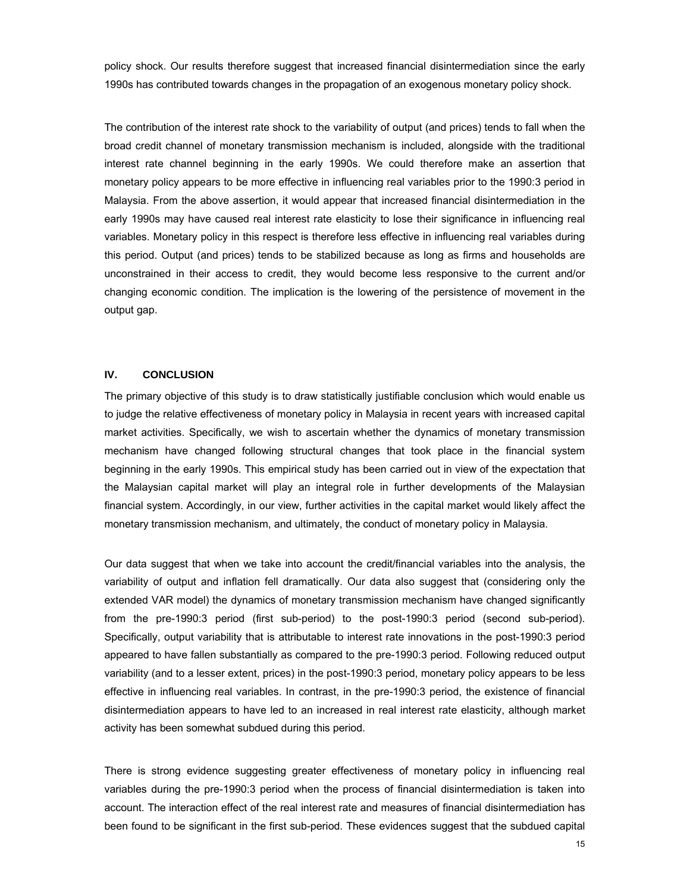policy shock. Our results therefore suggest that increased financial disintermediation since the early 1990s has contributed towards changes in the propagation of an exogenous monetary policy shock.

The contribution of the interest rate shock to the variability of output (and prices) tends to fall when the broad credit channel of monetary transmission mechanism is included, alongside with the traditional interest rate channel beginning in the early 1990s. We could therefore make an assertion that monetary policy appears to be more effective in influencing real variables prior to the 1990:3 period in Malaysia. From the above assertion, it would appear that increased financial disintermediation in the early 1990s may have caused real interest rate elasticity to lose their significance in influencing real variables. Monetary policy in this respect is therefore less effective in influencing real variables during this period. Output (and prices) tends to be stabilized because as long as firms and households are unconstrained in their access to credit, they would become less responsive to the current and/or changing economic condition. The implication is the lowering of the persistence of movement in the output gap.

## IV. CONCLUSION

The primary objective of this study is to draw statistically justifiable conclusion which would enable us to judge the relative effectiveness of monetary policy in Malaysia in recent years with increased capital market activities. Specifically, we wish to ascertain whether the dynamics of monetary transmission mechanism have changed following structural changes that took place in the financial system beginning in the early 1990s. This empirical study has been carried out in view of the expectation that the Malaysian capital market will play an integral role in further developments of the Malaysian financial system. Accordingly, in our view, further activities in the capital market would likely affect the monetary transmission mechanism, and ultimately, the conduct of monetary policy in Malaysia.

Our data suggest that when we take into account the credit/financial variables into the analysis, the variability of output and inflation fell dramatically. Our data also suggest that (considering only the extended VAR model) the dynamics of monetary transmission mechanism have changed significantly from the pre-1990:3 period (first sub-period) to the post-1990:3 period (second sub-period). Specifically, output variability that is attributable to interest rate innovations in the post-1990:3 period appeared to have fallen substantially as compared to the pre-1990:3 period. Following reduced output variability (and to a lesser extent, prices) in the post-1990:3 period, monetary policy appears to be less effective in influencing real variables. In contrast, in the pre-1990:3 period, the existence of financial disintermediation appears to have led to an increased in real interest rate elasticity, although market activity has been somewhat subdued during this period.

There is strong evidence suggesting greater effectiveness of monetary policy in influencing real variables during the pre-1990:3 period when the process of financial disintermediation is taken into account. The interaction effect of the real interest rate and measures of financial disintermediation has been found to be significant in the first sub-period. These evidences suggest that the subdued capital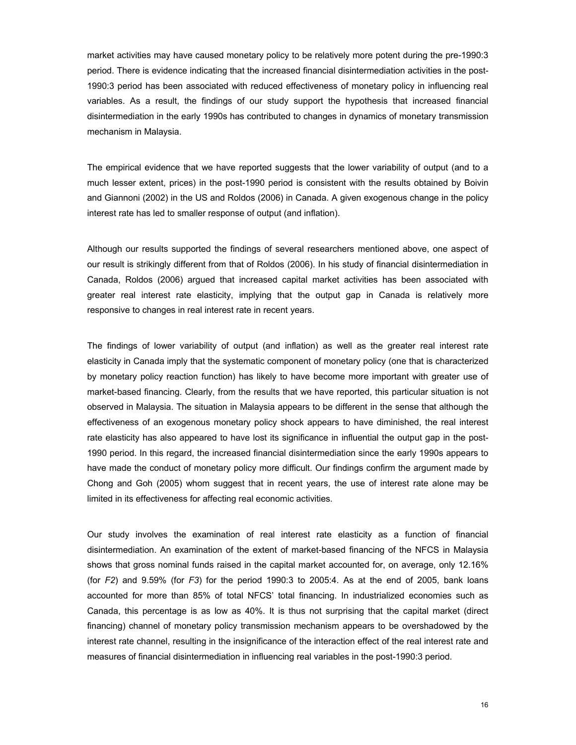market activities may have caused monetary policy to be relatively more potent during the pre-1990:3 period. There is evidence indicating that the increased financial disintermediation activities in the post-1990:3 period has been associated with reduced effectiveness of monetary policy in influencing real variables. As a result, the findings of our study support the hypothesis that increased financial disintermediation in the early 1990s has contributed to changes in dynamics of monetary transmission mechanism in Malaysia.

The empirical evidence that we have reported suggests that the lower variability of output (and to a much lesser extent, prices) in the post-1990 period is consistent with the results obtained by Boivin and Giannoni (2002) in the US and Roldos (2006) in Canada. A given exogenous change in the policy interest rate has led to smaller response of output (and inflation).

Although our results supported the findings of several researchers mentioned above, one aspect of our result is strikingly different from that of Roldos (2006). In his study of financial disintermediation in Canada, Roldos (2006) argued that increased capital market activities has been associated with greater real interest rate elasticity, implying that the output gap in Canada is relatively more responsive to changes in real interest rate in recent years.

The findings of lower variability of output (and inflation) as well as the greater real interest rate elasticity in Canada imply that the systematic component of monetary policy (one that is characterized by monetary policy reaction function) has likely to have become more important with greater use of market-based financing. Clearly, from the results that we have reported, this particular situation is not observed in Malaysia. The situation in Malaysia appears to be different in the sense that although the effectiveness of an exogenous monetary policy shock appears to have diminished, the real interest rate elasticity has also appeared to have lost its significance in influential the output gap in the post-1990 period. In this regard, the increased financial disintermediation since the early 1990s appears to have made the conduct of monetary policy more difficult. Our findings confirm the argument made by Chong and Goh (2005) whom suggest that in recent years, the use of interest rate alone may be limited in its effectiveness for affecting real economic activities.

Our study involves the examination of real interest rate elasticity as a function of financial disintermediation. An examination of the extent of market-based financing of the NFCS in Malaysia shows that gross nominal funds raised in the capital market accounted for, on average, only 12.16% (for *F2*) and 9.59% (for *F3*) for the period 1990:3 to 2005:4. As at the end of 2005, bank loans accounted for more than 85% of total NFCS' total financing. In industrialized economies such as Canada, this percentage is as low as 40%. It is thus not surprising that the capital market (direct financing) channel of monetary policy transmission mechanism appears to be overshadowed by the interest rate channel, resulting in the insignificance of the interaction effect of the real interest rate and measures of financial disintermediation in influencing real variables in the post-1990:3 period.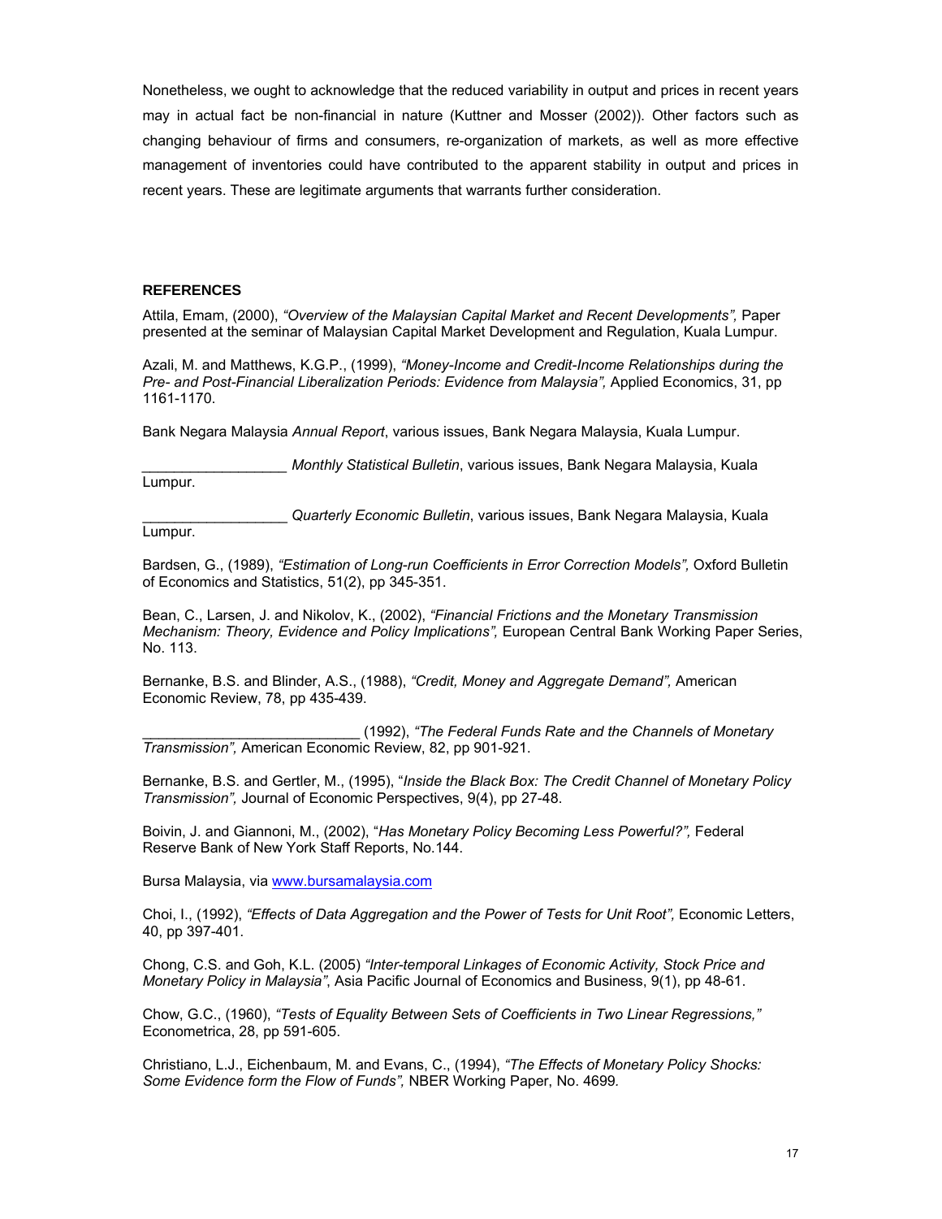Nonetheless, we ought to acknowledge that the reduced variability in output and prices in recent years may in actual fact be non-financial in nature (Kuttner and Mosser (2002)). Other factors such as changing behaviour of firms and consumers, re-organization of markets, as well as more effective management of inventories could have contributed to the apparent stability in output and prices in recent years. These are legitimate arguments that warrants further consideration.

**REFERENCES**

Attila, Emam, (2000), *"Overview of the Malaysian Capital Market and Recent Developments",* Paper presented at the seminar of Malaysian Capital Market Development and Regulation, Kuala Lumpur.

Azali, M. and Matthews, K.G.P., (1999), *"Money-Income and Credit-Income Relationships during the Pre- and Post-Financial Liberalization Periods: Evidence from Malaysia",* Applied Economics, 31, pp 1161-1170.

Bank Negara Malaysia *Annual Report*, various issues, Bank Negara Malaysia, Kuala Lumpur.

__________________ *Monthly Statistical Bulletin*, various issues, Bank Negara Malaysia, Kuala Lumpur.

__________________ *Quarterly Economic Bulletin*, various issues, Bank Negara Malaysia, Kuala Lumpur.

Bardsen, G., (1989), *"Estimation of Long-run Coefficients in Error Correction Models",* Oxford Bulletin of Economics and Statistics, 51(2), pp 345-351.

Bean, C., Larsen, J. and Nikolov, K., (2002), *"Financial Frictions and the Monetary Transmission Mechanism: Theory, Evidence and Policy Implications",* European Central Bank Working Paper Series, No. 113.

Bernanke, B.S. and Blinder, A.S., (1988), *"Credit, Money and Aggregate Demand",* American Economic Review, 78, pp 435-439.

___________________________ (1992), *"The Federal Funds Rate and the Channels of Monetary Transmission",* American Economic Review, 82, pp 901-921.

Bernanke, B.S. and Gertler, M., (1995), "*Inside the Black Box: The Credit Channel of Monetary Policy Transmission",* Journal of Economic Perspectives, 9(4), pp 27-48.

Boivin, J. and Giannoni, M., (2002), "*Has Monetary Policy Becoming Less Powerful?",* Federal Reserve Bank of New York Staff Reports, No.144.

Bursa Malaysia, via www.bursamalaysia.com

Choi, I., (1992), *"Effects of Data Aggregation and the Power of Tests for Unit Root",* Economic Letters, 40, pp 397-401.

Chong, C.S. and Goh, K.L. (2005) *"Inter-temporal Linkages of Economic Activity, Stock Price and Monetary Policy in Malaysia"*, Asia Pacific Journal of Economics and Business, 9(1), pp 48-61.

Chow, G.C., (1960), *"Tests of Equality Between Sets of Coefficients in Two Linear Regressions,"* Econometrica, 28, pp 591-605.

Christiano, L.J., Eichenbaum, M. and Evans, C., (1994), *"The Effects of Monetary Policy Shocks: Some Evidence form the Flow of Funds",* NBER Working Paper, No. 4699.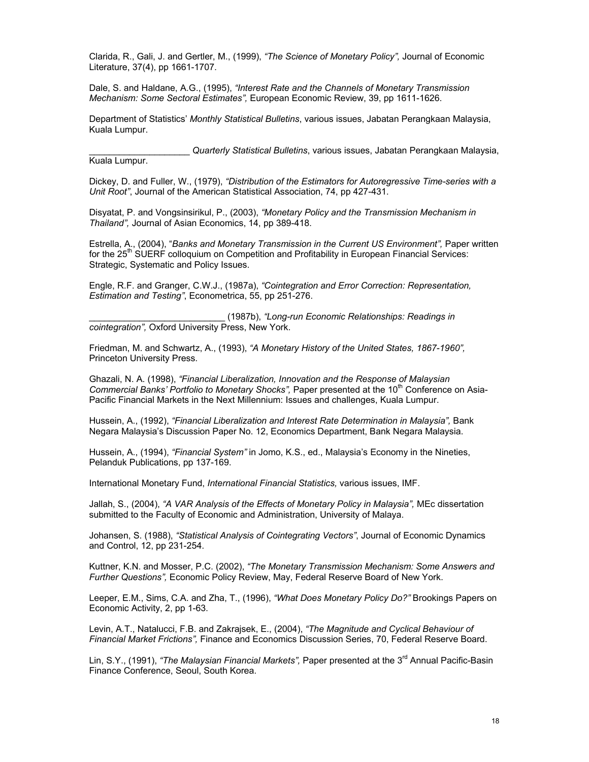Clarida, R., Gali, J. and Gertler, M., (1999), *"The Science of Monetary Policy",* Journal of Economic Literature, 37(4), pp 1661-1707.

Dale, S. and Haldane, A.G., (1995), *"Interest Rate and the Channels of Monetary Transmission Mechanism: Some Sectoral Estimates",* European Economic Review, 39, pp 1611-1626.

Department of Statistics' *Monthly Statistical Bulletins*, various issues, Jabatan Perangkaan Malaysia, Kuala Lumpur.

____________________ *Quarterly Statistical Bulletins*, various issues, Jabatan Perangkaan Malaysia, Kuala Lumpur.

Dickey, D. and Fuller, W., (1979), *"Distribution of the Estimators for Autoregressive Time-series with a Unit Root"*, Journal of the American Statistical Association, 74, pp 427-431.

Disyatat, P. and Vongsinsirikul, P., (2003), *"Monetary Policy and the Transmission Mechanism in Thailand",* Journal of Asian Economics, 14, pp 389-418.

Estrella, A., (2004), "*Banks and Monetary Transmission in the Current US Environment",* Paper written for the 25th SUERF colloquium on Competition and Profitability in European Financial Services: Strategic, Systematic and Policy Issues.

Engle, R.F. and Granger, C.W.J., (1987a), *"Cointegration and Error Correction: Representation, Estimation and Testing"*, Econometrica, 55, pp 251-276.

____________________________ (1987b), *"Long-run Economic Relationships: Readings in cointegration",* Oxford University Press, New York.

Friedman, M. and Schwartz, A., (1993), *"A Monetary History of the United States, 1867-1960",* Princeton University Press.

Ghazali, N. A. (1998), *"Financial Liberalization, Innovation and the Response of Malaysian Commercial Banks' Portfolio to Monetary Shocks",* Paper presented at the 10th Conference on Asia-Pacific Financial Markets in the Next Millennium: Issues and challenges, Kuala Lumpur.

Hussein, A., (1992), *"Financial Liberalization and Interest Rate Determination in Malaysia",* Bank Negara Malaysia's Discussion Paper No. 12, Economics Department, Bank Negara Malaysia.

Hussein, A., (1994), *"Financial System"* in Jomo, K.S., ed., Malaysia's Economy in the Nineties, Pelanduk Publications, pp 137-169.

International Monetary Fund, *International Financial Statistics,* various issues, IMF.

Jallah, S., (2004), *"A VAR Analysis of the Effects of Monetary Policy in Malaysia",* MEc dissertation submitted to the Faculty of Economic and Administration, University of Malaya.

Johansen, S. (1988), *"Statistical Analysis of Cointegrating Vectors"*, Journal of Economic Dynamics and Control, 12, pp 231-254.

Kuttner, K.N. and Mosser, P.C. (2002), *"The Monetary Transmission Mechanism: Some Answers and Further Questions",* Economic Policy Review, May, Federal Reserve Board of New York.

Leeper, E.M., Sims, C.A. and Zha, T., (1996), *"What Does Monetary Policy Do?"* Brookings Papers on Economic Activity, 2, pp 1-63.

Levin, A.T., Natalucci, F.B. and Zakrajsek, E., (2004), *"The Magnitude and Cyclical Behaviour of Financial Market Frictions",* Finance and Economics Discussion Series, 70, Federal Reserve Board.

Lin, S.Y., (1991), *"The Malaysian Financial Markets",* Paper presented at the 3rd Annual Pacific-Basin Finance Conference, Seoul, South Korea.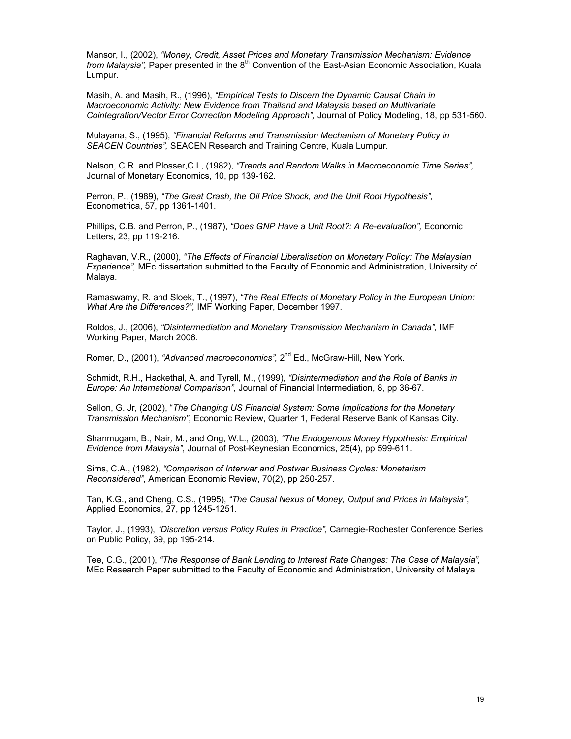Mansor, I., (2002), *"Money, Credit, Asset Prices and Monetary Transmission Mechanism: Evidence from Malaysia",* Paper presented in the 8th Convention of the East-Asian Economic Association, Kuala Lumpur.

Masih, A. and Masih, R., (1996), *"Empirical Tests to Discern the Dynamic Causal Chain in Macroeconomic Activity: New Evidence from Thailand and Malaysia based on Multivariate Cointegration/Vector Error Correction Modeling Approach",* Journal of Policy Modeling, 18, pp 531-560.

Mulayana, S., (1995), *"Financial Reforms and Transmission Mechanism of Monetary Policy in SEACEN Countries",* SEACEN Research and Training Centre, Kuala Lumpur.

Nelson, C.R. and Plosser,C.I., (1982), *"Trends and Random Walks in Macroeconomic Time Series",* Journal of Monetary Economics, 10, pp 139-162.

Perron, P., (1989), *"The Great Crash, the Oil Price Shock, and the Unit Root Hypothesis",* Econometrica, 57, pp 1361-1401.

Phillips, C.B. and Perron, P., (1987), *"Does GNP Have a Unit Root?: A Re-evaluation",* Economic Letters, 23, pp 119-216.

Raghavan, V.R., (2000), *"The Effects of Financial Liberalisation on Monetary Policy: The Malaysian Experience",* MEc dissertation submitted to the Faculty of Economic and Administration, University of Malaya.

Ramaswamy, R. and Sloek, T., (1997), *"The Real Effects of Monetary Policy in the European Union: What Are the Differences?",* IMF Working Paper, December 1997.

Roldos, J., (2006), *"Disintermediation and Monetary Transmission Mechanism in Canada",* IMF Working Paper, March 2006.

Romer, D., (2001), *"Advanced macroeconomics",* 2nd Ed., McGraw-Hill, New York.

Schmidt, R.H., Hackethal, A. and Tyrell, M., (1999), *"Disintermediation and the Role of Banks in Europe: An International Comparison",* Journal of Financial Intermediation, 8, pp 36-67.

Sellon, G. Jr, (2002), "*The Changing US Financial System: Some Implications for the Monetary Transmission Mechanism",* Economic Review, Quarter 1, Federal Reserve Bank of Kansas City.

Shanmugam, B., Nair, M., and Ong, W.L., (2003), *"The Endogenous Money Hypothesis: Empirical Evidence from Malaysia"*, Journal of Post-Keynesian Economics, 25(4), pp 599-611.

Sims, C.A., (1982), *"Comparison of Interwar and Postwar Business Cycles: Monetarism Reconsidered"*, American Economic Review, 70(2), pp 250-257.

Tan, K.G., and Cheng, C.S., (1995), *"The Causal Nexus of Money, Output and Prices in Malaysia"*, Applied Economics, 27, pp 1245-1251.

Taylor, J., (1993), *"Discretion versus Policy Rules in Practice",* Carnegie-Rochester Conference Series on Public Policy, 39, pp 195-214.

Tee, C.G., (2001), *"The Response of Bank Lending to Interest Rate Changes: The Case of Malaysia",* MEc Research Paper submitted to the Faculty of Economic and Administration, University of Malaya.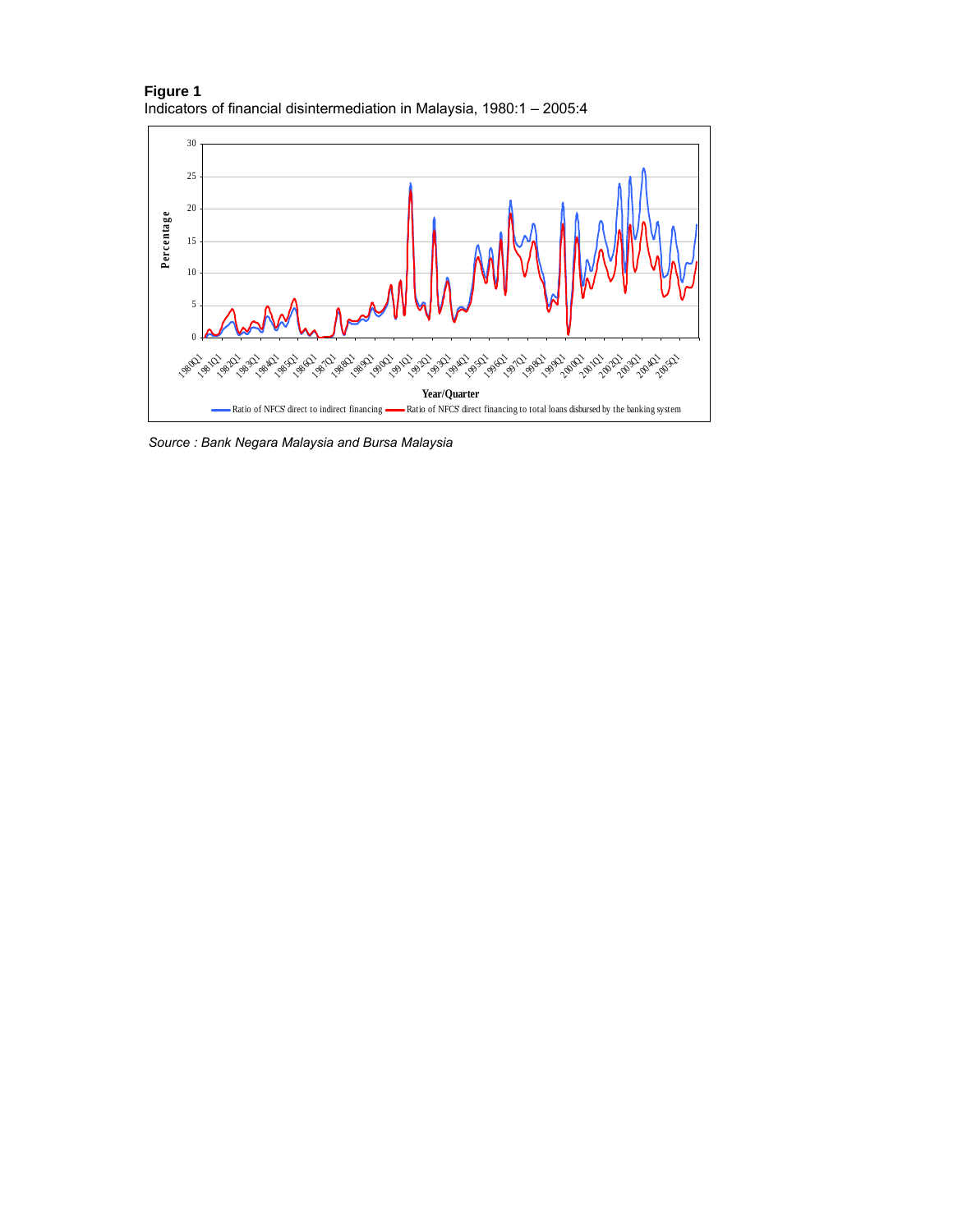**Figure 1**
Indicators of financial disintermediation in Malaysia, 1980:1 – 2005:4

*Source : Bank Negara Malaysia and Bursa Malaysia*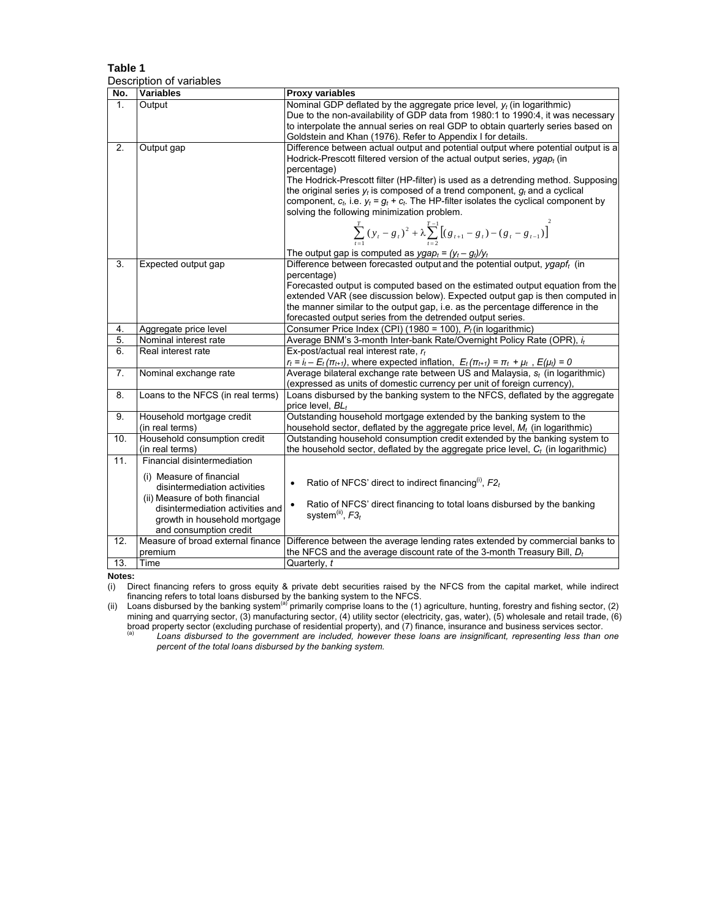**Table 1**

Description of variables

| No. | Variables | Proxy variables |
|---|---|---|
| 1. | Output | Nominal GDP deflated by the aggregate price level, $y_t$ (in logarithmic)<br>Due to the non-availability of GDP data from 1980:1 to 1990:4, it was necessary to interpolate the annual series on real GDP to obtain quarterly series based on Goldstein and Khan (1976). Refer to Appendix I for details. |
| 2. | Output gap | Difference between actual output and potential output where potential output is a Hodrick-Prescott filtered version of the actual output series, $ygap_t$ (in percentage)<br>The Hodrick-Prescott filter (HP-filter) is used as a detrending method. Supposing the original series $y_t$ is composed of a trend component, $g_t$ and a cyclical component, $c_t$, i.e. $y_t = g_t + c_t$. The HP-filter isolates the cyclical component by solving the following minimization problem.<br>$\sum_{t=1}^{T}(y_t - g_t)^2 + \lambda \sum_{t=2}^{T-1}\left[(g_{t+1} - g_t) - (g_t - g_{t-1})\right]^2$<br>The output gap is computed as $ygap_t = (y_t - g_t)/y_t$ |
| 3. | Expected output gap | Difference between forecasted output and the potential output, $ygapf_t$ (in percentage)<br>Forecasted output is computed based on the estimated output equation from the extended VAR (see discussion below). Expected output gap is then computed in the manner similar to the output gap, i.e. as the percentage difference in the forecasted output series from the detrended output series. |
| 4. | Aggregate price level | Consumer Price Index (CPI) (1980 = 100), $P_t$ (in logarithmic) |
| 5. | Nominal interest rate | Average BNM's 3-month Inter-bank Rate/Overnight Policy Rate (OPR), $i_t$ |
| 6. | Real interest rate | Ex-post/actual real interest rate, $r_t$<br>$r_t = i_t - E_t(\pi_{t+1})$, where expected inflation, $E_t(\pi_{t+1}) = \pi_t + \mu_t$ , $E(\mu_t) = 0$ |
| 7. | Nominal exchange rate | Average bilateral exchange rate between US and Malaysia, $s_t$ (in logarithmic) (expressed as units of domestic currency per unit of foreign currency), |
| 8. | Loans to the NFCS (in real terms) | Loans disbursed by the banking system to the NFCS, deflated by the aggregate price level, $BL_t$ |
| 9. | Household mortgage credit (in real terms) | Outstanding household mortgage extended by the banking system to the household sector, deflated by the aggregate price level, $M_t$ (in logarithmic) |
| 10. | Household consumption credit (in real terms) | Outstanding household consumption credit extended by the banking system to the household sector, deflated by the aggregate price level, $C_t$ (in logarithmic) |
| 11. | Financial disintermediation<br>(i) Measure of financial disintermediation activities<br>(ii) Measure of both financial disintermediation activities and growth in household mortgage and consumption credit | • Ratio of NFCS' direct to indirect financing[(i)], $F2_t$<br>• Ratio of NFCS' direct financing to total loans disbursed by the banking system[(ii)], $F3_t$ |
| 12. | Measure of broad external finance premium | Difference between the average lending rates extended by commercial banks to the NFCS and the average discount rate of the 3-month Treasury Bill, $D_t$ |
| 13. | Time | Quarterly, $t$ |

**Notes:**

(i) Direct financing refers to gross equity & private debt securities raised by the NFCS from the capital market, while indirect financing refers to total loans disbursed by the banking system to the NFCS.

(ii) Loans disbursed by the banking system[(a)] primarily comprise loans to the (1) agriculture, hunting, forestry and fishing sector, (2) mining and quarrying sector, (3) manufacturing sector, (4) utility sector (electricity, gas, water), (5) wholesale and retail trade, (6) broad property sector (excluding purchase of residential property), and (7) finance, insurance and business services sector.

[(a)] *Loans disbursed to the government are included, however these loans are insignificant, representing less than one percent of the total loans disbursed by the banking system.*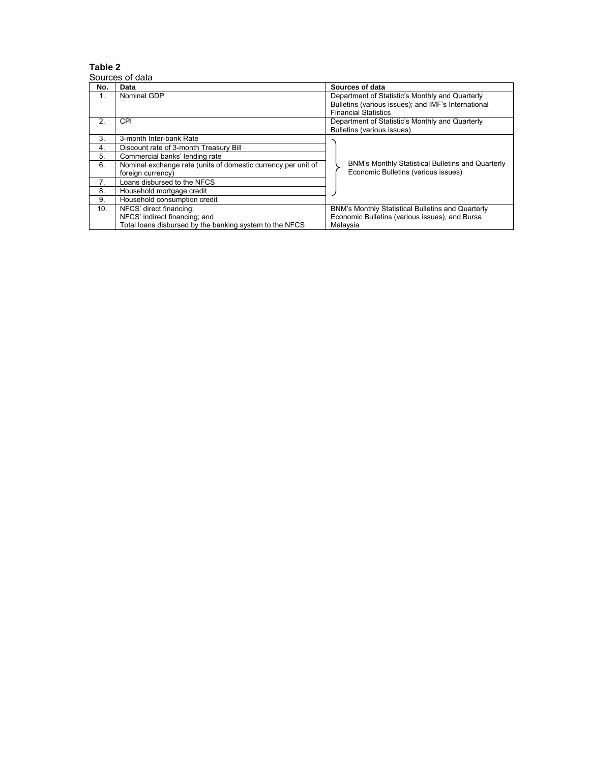**Table 2**

Sources of data

| No. | Data | Sources of data |
|---|---|---|
| 1. | Nominal GDP | Department of Statistic's Monthly and Quarterly Bulletins (various issues); and IMF's International Financial Statistics |
| 2. | CPI | Department of Statistic's Monthly and Quarterly Bulletins (various issues) |
| 3. | 3-month Inter-bank Rate | BNM's Monthly Statistical Bulletins and Quarterly Economic Bulletins (various issues) |
| 4. | Discount rate of 3-month Treasury Bill | |
| 5. | Commercial banks' lending rate | |
| 6. | Nominal exchange rate (units of domestic currency per unit of foreign currency) | |
| 7. | Loans disbursed to the NFCS | |
| 8. | Household mortgage credit | |
| 9. | Household consumption credit | |
| 10. | NFCS' direct financing; NFCS' indirect financing; and Total loans disbursed by the banking system to the NFCS | BNM's Monthly Statistical Bulletins and Quarterly Economic Bulletins (various issues), and Bursa Malaysia |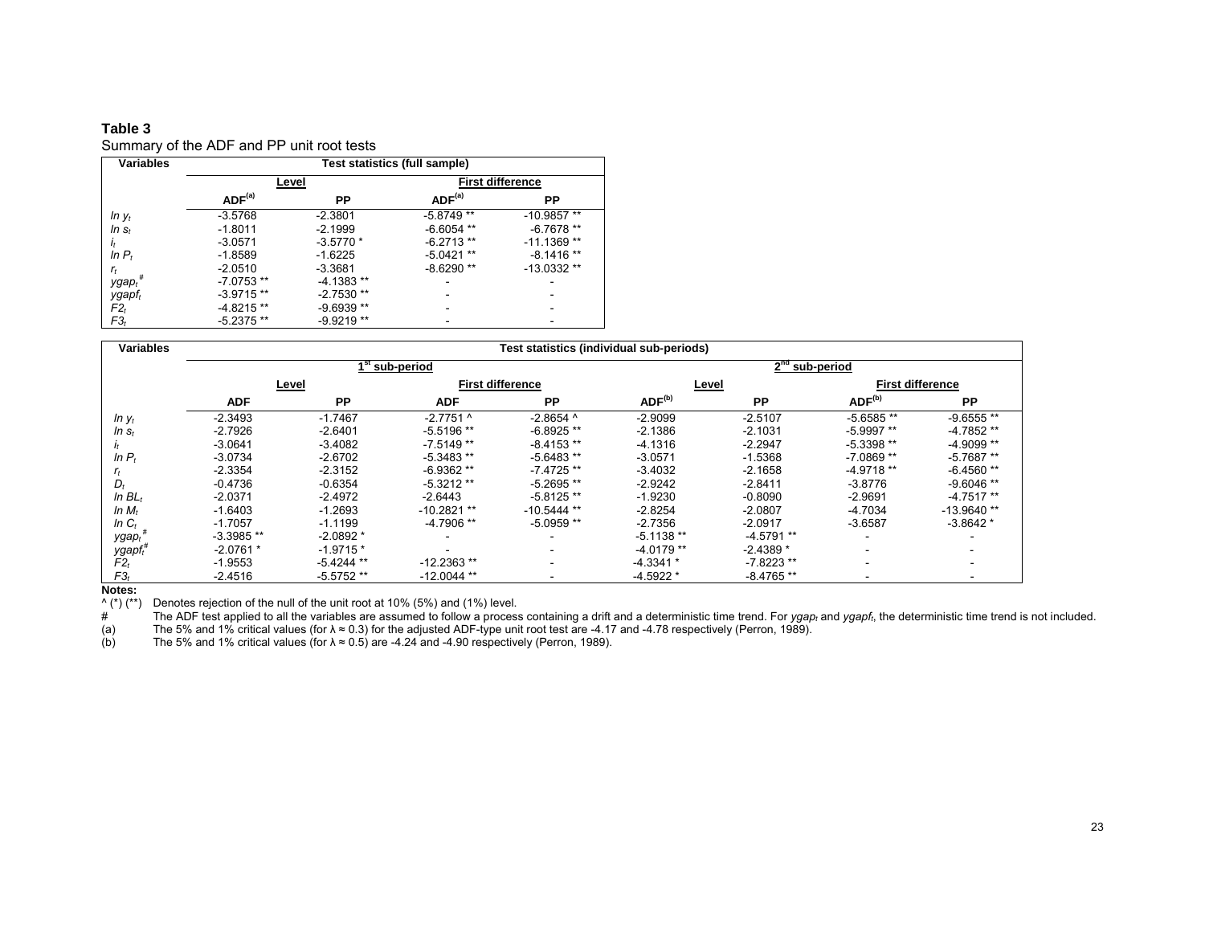**Table 3**

Summary of the ADF and PP unit root tests

| Variables | Test statistics (full sample) | | | |
|---|---|---|---|---|
| | Level | | First difference | |
| | ADF[(a)] | PP | ADF[(a)] | PP |
| $\ln y_t$ | -3.5768 | -2.3801 | -5.8749 ** | -10.9857 ** |
| $\ln s_t$ | -1.8011 | -2.1999 | -6.6054 ** | -6.7678 ** |
| $i_t$ | -3.0571 | -3.5770 * | -6.2713 ** | -11.1369 ** |
| $\ln P_t$ | -1.8589 | -1.6225 | -5.0421 ** | -8.1416 ** |
| $r_t$ | -2.0510 | -3.3681 | -8.6290 ** | -13.0332 ** |
| $ygap_t$[#] | -7.0753 ** | -4.1383 ** | - | - |
| $ygapf_t$ | -3.9715 ** | -2.7530 ** | - | - |
| $F2_t$ | -4.8215 ** | -9.6939 ** | - | - |
| $F3_t$ | -5.2375 ** | -9.9219 ** | - | - |

| Variables | Test statistics (individual sub-periods) | | | | | | | |
|---|---|---|---|---|---|---|---|---|
| | 1st sub-period | | | | 2nd sub-period | | | |
| | Level | | First difference | | Level | | First difference | |
| | ADF | PP | ADF | PP | ADF[(b)] | PP | ADF[(b)] | PP |
| $\ln y_t$ | -2.3493 | -1.7467 | -2.7751 ^ | -2.8654 ^ | -2.9099 | -2.5107 | -5.6585 ** | -9.6555 ** |
| $\ln s_t$ | -2.7926 | -2.6401 | -5.5196 ** | -6.8925 ** | -2.1386 | -2.1031 | -5.9997 ** | -4.7852 ** |
| $i_t$ | -3.0641 | -3.4082 | -7.5149 ** | -8.4153 ** | -4.1316 | -2.2947 | -5.3398 ** | -4.9099 ** |
| $\ln P_t$ | -3.0734 | -2.6702 | -5.3483 ** | -5.6483 ** | -3.0571 | -1.5368 | -7.0869 ** | -5.7687 ** |
| $r_t$ | -2.3354 | -2.3152 | -6.9362 ** | -7.4725 ** | -3.4032 | -2.1658 | -4.9718 ** | -6.4560 ** |
| $D_t$ | -0.4736 | -0.6354 | -5.3212 ** | -5.2695 ** | -2.9242 | -2.8411 | -3.8776 | -9.6046 ** |
| $\ln BL_t$ | -2.0371 | -2.4972 | -2.6443 | -5.8125 ** | -1.9230 | -0.8090 | -2.9691 | -4.7517 ** |
| $\ln M_t$ | -1.6403 | -1.2693 | -10.2821 ** | -10.5444 ** | -2.8254 | -2.0807 | -4.7034 | -13.9640 ** |
| $\ln C_t$ | -1.7057 | -1.1199 | -4.7906 ** | -5.0959 ** | -2.7356 | -2.0917 | -3.6587 | -3.8642 * |
| $ygap_t$[#] | -3.3985 ** | -2.0892 * | - | - | -5.1138 ** | -4.5791 ** | - | - |
| $ygapf_t$[#] | -2.0761 * | -1.9715 * | - | - | -4.0179 ** | -2.4389 * | - | - |
| $F2_t$ | -1.9553 | -5.4244 ** | -12.2363 ** | - | -4.3341 * | -7.8223 ** | - | - |
| $F3_t$ | -2.4516 | -5.5752 ** | -12.0044 ** | - | -4.5922 * | -8.4765 ** | - | - |

**Notes:**

^ (*) (**) Denotes rejection of the null of the unit root at 10% (5%) and (1%) level.

\# The ADF test applied to all the variables are assumed to follow a process containing a drift and a deterministic time trend. For $ygap_t$ and $ygapf_t$, the deterministic time trend is not included.

(a) The 5% and 1% critical values (for $\lambda \approx 0.3$) for the adjusted ADF-type unit root test are -4.17 and -4.78 respectively (Perron, 1989).

(b) The 5% and 1% critical values (for $\lambda \approx 0.5$) are -4.24 and -4.90 respectively (Perron, 1989).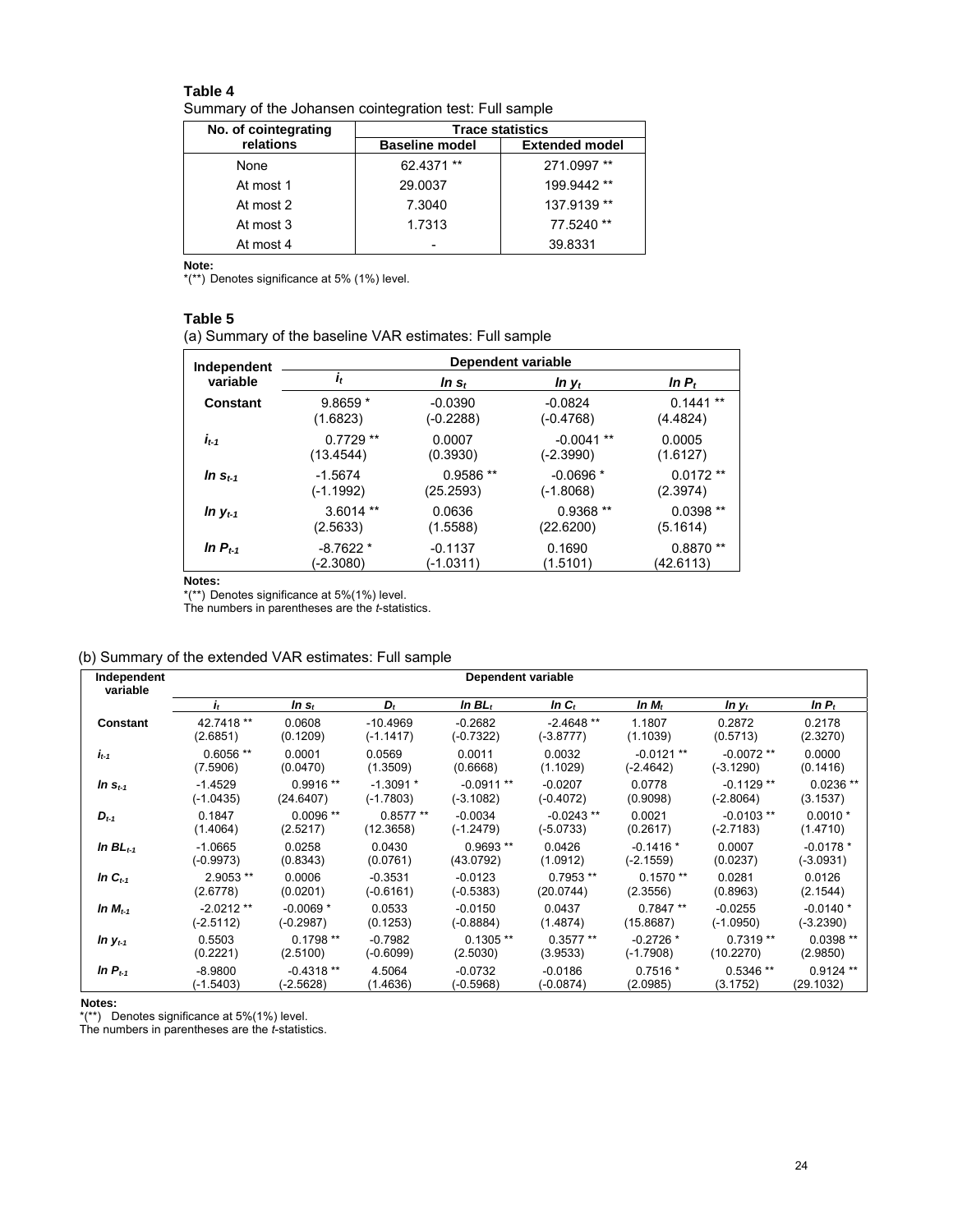**Table 4**

Summary of the Johansen cointegration test: Full sample

| No. of cointegrating relations | Trace statistics | |
|---|---|---|
| | Baseline model | Extended model |
| None | 62.4371 ** | 271.0997 ** |
| At most 1 | 29.0037 | 199.9442 ** |
| At most 2 | 7.3040 | 137.9139 ** |
| At most 3 | 1.7313 | 77.5240 ** |
| At most 4 | - | 39.8331 |

**Note:**
*(**) Denotes significance at 5% (1%) level.

**Table 5**

(a) Summary of the baseline VAR estimates: Full sample

| Independent variable | Dependent variable | | | |
|---|---|---|---|---|
| | $i_t$ | $\ln s_t$ | $\ln y_t$ | $\ln P_t$ |
| **Constant** | 9.8659 * | -0.0390 | -0.0824 | 0.1441 ** |
| | (1.6823) | (-0.2288) | (-0.4768) | (4.4824) |
| $i_{t-1}$ | 0.7729 ** | 0.0007 | -0.0041 ** | 0.0005 |
| | (13.4544) | (0.3930) | (-2.3990) | (1.6127) |
| $\ln s_{t-1}$ | -1.5674 | 0.9586 ** | -0.0696 * | 0.0172 ** |
| | (-1.1992) | (25.2593) | (-1.8068) | (2.3974) |
| $\ln y_{t-1}$ | 3.6014 ** | 0.0636 | 0.9368 ** | 0.0398 ** |
| | (2.5633) | (1.5588) | (22.6200) | (5.1614) |
| $\ln P_{t-1}$ | -8.7622 * | -0.1137 | 0.1690 | 0.8870 ** |
| | (-2.3080) | (-1.0311) | (1.5101) | (42.6113) |

**Notes:**
*(**) Denotes significance at 5%(1%) level.
The numbers in parentheses are the *t*-statistics.

(b) Summary of the extended VAR estimates: Full sample

| Independent variable | Dependent variable | | | | | | | |
|---|---|---|---|---|---|---|---|---|
| | $i_t$ | $\ln s_t$ | $D_t$ | $\ln BL_t$ | $\ln C_t$ | $\ln M_t$ | $\ln y_t$ | $\ln P_t$ |
| **Constant** | 42.7418 ** | 0.0608 | -10.4969 | -0.2682 | -2.4648 ** | 1.1807 | 0.2872 | 0.2178 |
| | (2.6851) | (0.1209) | (-1.1417) | (-0.7322) | (-3.8777) | (1.1039) | (0.5713) | (2.3270) |
| $i_{t-1}$ | 0.6056 ** | 0.0001 | 0.0569 | 0.0011 | 0.0032 | -0.0121 ** | -0.0072 ** | 0.0000 |
| | (7.5906) | (0.0470) | (1.3509) | (0.6668) | (1.1029) | (-2.4642) | (-3.1290) | (0.1416) |
| $\ln s_{t-1}$ | -1.4529 | 0.9916 ** | -1.3091 * | -0.0911 ** | -0.0207 | 0.0778 | -0.1129 ** | 0.0236 ** |
| | (-1.0435) | (24.6407) | (-1.7803) | (-3.1082) | (-0.4072) | (0.9098) | (-2.8064) | (3.1537) |
| $D_{t-1}$ | 0.1847 | 0.0096 ** | 0.8577 ** | -0.0034 | -0.0243 ** | 0.0021 | -0.0103 ** | 0.0010 * |
| | (1.4064) | (2.5217) | (12.3658) | (-1.2479) | (-5.0733) | (0.2617) | (-2.7183) | (1.4710) |
| $\ln BL_{t-1}$ | -1.0665 | 0.0258 | 0.0430 | 0.9693 ** | 0.0426 | -0.1416 * | 0.0007 | -0.0178 * |
| | (-0.9973) | (0.8343) | (0.0761) | (43.0792) | (1.0912) | (-2.1559) | (0.0237) | (-3.0931) |
| $\ln C_{t-1}$ | 2.9053 ** | 0.0006 | -0.3531 | -0.0123 | 0.7953 ** | 0.1570 ** | 0.0281 | 0.0126 |
| | (2.6778) | (0.0201) | (-0.6161) | (-0.5383) | (20.0744) | (2.3556) | (0.8963) | (2.1544) |
| $\ln M_{t-1}$ | -2.0212 ** | -0.0069 * | 0.0533 | -0.0150 | 0.0437 | 0.7847 ** | -0.0255 | -0.0140 * |
| | (-2.5112) | (-0.2987) | (0.1253) | (-0.8884) | (1.4874) | (15.8687) | (-1.0950) | (-3.2390) |
| $\ln y_{t-1}$ | 0.5503 | 0.1798 ** | -0.7982 | 0.1305 ** | 0.3577 ** | -0.2726 * | 0.7319 ** | 0.0398 ** |
| | (0.2221) | (2.5100) | (-0.6099) | (2.5030) | (3.9533) | (-1.7908) | (10.2270) | (2.9850) |
| $\ln P_{t-1}$ | -8.9800 | -0.4318 ** | 4.5064 | -0.0732 | -0.0186 | 0.7516 * | 0.5346 ** | 0.9124 ** |
| | (-1.5403) | (-2.5628) | (1.4636) | (-0.5968) | (-0.0874) | (2.0985) | (3.1752) | (29.1032) |

**Notes:**
*(**) Denotes significance at 5%(1%) level.
The numbers in parentheses are the *t*-statistics.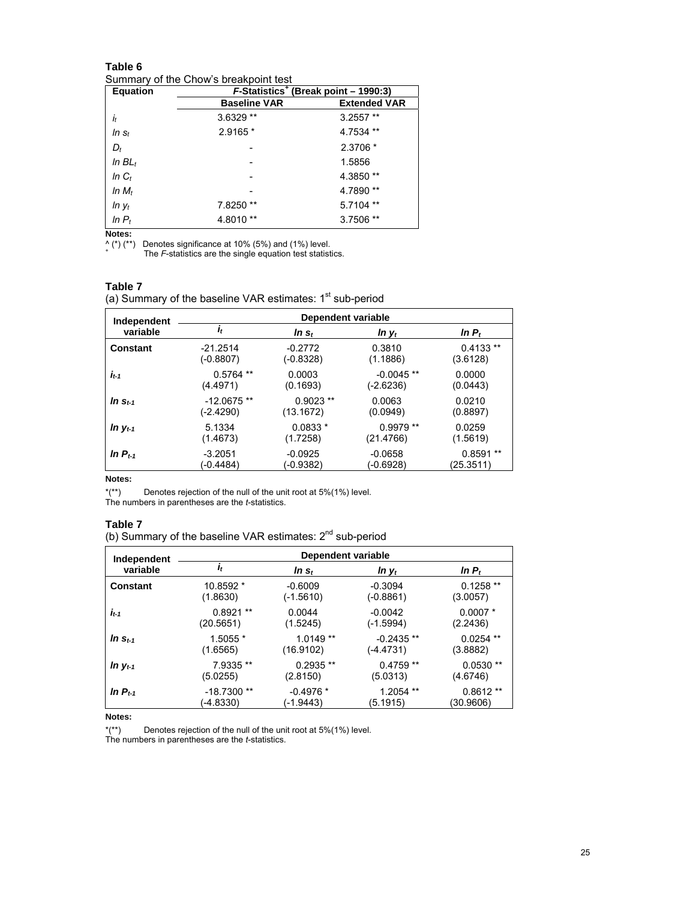**Table 6**

Summary of the Chow's breakpoint test

| Equation | $F$-Statistics[+] (Break point – 1990:3) | |
|---|---|---|
| | Baseline VAR | Extended VAR |
| $i_t$ | 3.6329 ** | 3.2557 ** |
| $\ln s_t$ | 2.9165 * | 4.7534 ** |
| $D_t$ | - | 2.3706 * |
| $\ln BL_t$ | - | 1.5856 |
| $\ln C_t$ | - | 4.3850 ** |
| $\ln M_t$ | - | 4.7890 ** |
| $\ln y_t$ | 7.8250 ** | 5.7104 ** |
| $\ln P_t$ | 4.8010 ** | 3.7506 ** |

**Notes:**

^ (*) (**) Denotes significance at 10% (5%) and (1%) level.

[+] The $F$-statistics are the single equation test statistics.

**Table 7**

(a) Summary of the baseline VAR estimates: 1[st] sub-period

| Independent variable | Dependent variable | | | |
|---|---|---|---|---|
| | $i_t$ | $\ln s_t$ | $\ln y_t$ | $\ln P_t$ |
| **Constant** | -21.2514 (-0.8807) | -0.2772 (-0.8328) | 0.3810 (1.1886) | 0.4133 ** (3.6128) |
| $i_{t-1}$ | 0.5764 ** (4.4971) | 0.0003 (0.1693) | -0.0045 ** (-2.6236) | 0.0000 (0.0443) |
| $\ln s_{t-1}$ | -12.0675 ** (-2.4290) | 0.9023 ** (13.1672) | 0.0063 (0.0949) | 0.0210 (0.8897) |
| $\ln y_{t-1}$ | 5.1334 (1.4673) | 0.0833 * (1.7258) | 0.9979 ** (21.4766) | 0.0259 (1.5619) |
| $\ln P_{t-1}$ | -3.2051 (-0.4484) | -0.0925 (-0.9382) | -0.0658 (-0.6928) | 0.8591 ** (25.3511) |

**Notes:**

*(**) Denotes rejection of the null of the unit root at 5%(1%) level.

The numbers in parentheses are the $t$-statistics.

**Table 7**

(b) Summary of the baseline VAR estimates: 2[nd] sub-period

| Independent variable | Dependent variable | | | |
|---|---|---|---|---|
| | $i_t$ | $\ln s_t$ | $\ln y_t$ | $\ln P_t$ |
| **Constant** | 10.8592 * (1.8630) | -0.6009 (-1.5610) | -0.3094 (-0.8861) | 0.1258 ** (3.0057) |
| $i_{t-1}$ | 0.8921 ** (20.5651) | 0.0044 (1.5245) | -0.0042 (-1.5994) | 0.0007 * (2.2436) |
| $\ln s_{t-1}$ | 1.5055 * (1.6565) | 1.0149 ** (16.9102) | -0.2435 ** (-4.4731) | 0.0254 ** (3.8882) |
| $\ln y_{t-1}$ | 7.9335 ** (5.0255) | 0.2935 ** (2.8150) | 0.4759 ** (5.0313) | 0.0530 ** (4.6746) |
| $\ln P_{t-1}$ | -18.7300 ** (-4.8330) | -0.4976 * (-1.9443) | 1.2054 ** (5.1915) | 0.8612 ** (30.9606) |

**Notes:**

*(**) Denotes rejection of the null of the unit root at 5%(1%) level.

The numbers in parentheses are the $t$-statistics.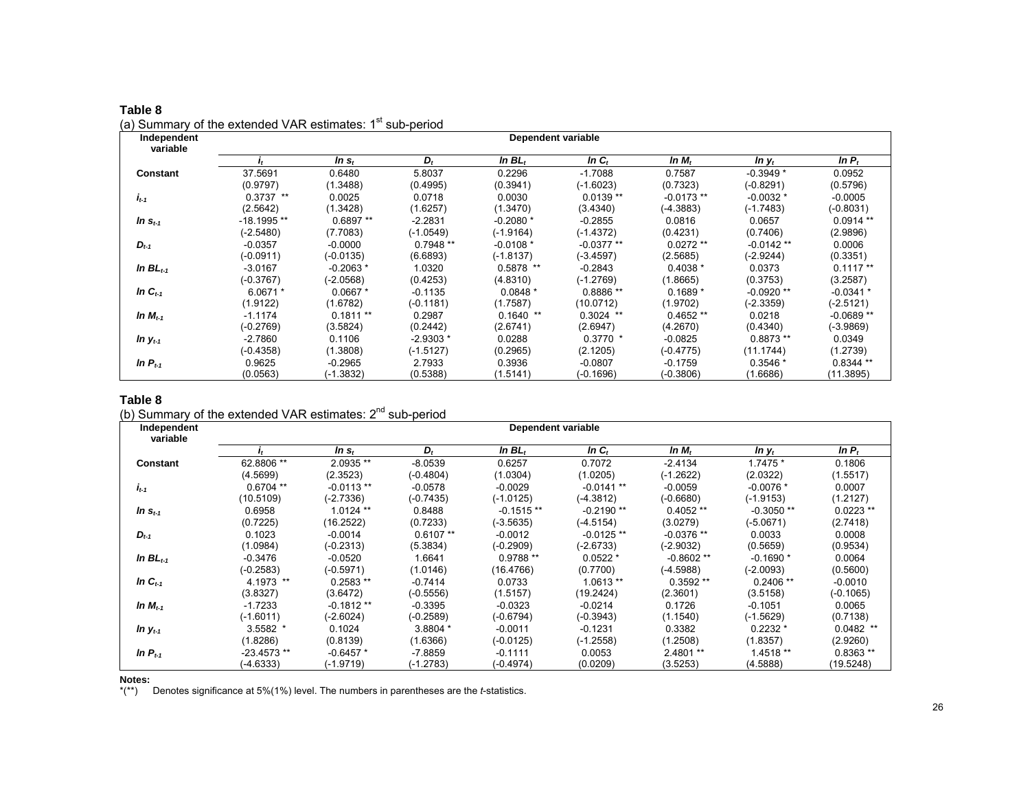**Table 8**

(a) Summary of the extended VAR estimates: 1[st] sub-period

| Independent variable | Dependent variable | | | | | | | |
|---|---|---|---|---|---|---|---|---|
| | $i_t$ | $\ln s_t$ | $D_t$ | $\ln BL_t$ | $\ln C_t$ | $\ln M_t$ | $\ln y_t$ | $\ln P_t$ |
| **Constant** | 37.5691 | 0.6480 | 5.8037 | 0.2296 | -1.7088 | 0.7587 | -0.3949 * | 0.0952 |
| | (0.9797) | (1.3488) | (0.4995) | (0.3941) | (-1.6023) | (0.7323) | (-0.8291) | (0.5796) |
| $i_{t-1}$ | 0.3737 ** | 0.0025 | 0.0718 | 0.0030 | 0.0139 ** | -0.0173 ** | -0.0032 * | -0.0005 |
| | (2.5642) | (1.3428) | (1.6257) | (1.3470) | (3.4340) | (-4.3883) | (-1.7483) | (-0.8031) |
| $\ln s_{t-1}$ | -18.1995 ** | 0.6897 ** | -2.2831 | -0.2080 * | -0.2855 | 0.0816 | 0.0657 | 0.0914 ** |
| | (-2.5480) | (7.7083) | (-1.0549) | (-1.9164) | (-1.4372) | (0.4231) | (0.7406) | (2.9896) |
| $D_{t-1}$ | -0.0357 | -0.0000 | 0.7948 ** | -0.0108 * | -0.0377 ** | 0.0272 ** | -0.0142 ** | 0.0006 |
| | (-0.0911) | (-0.0135) | (6.6893) | (-1.8137) | (-3.4597) | (2.5685) | (-2.9244) | (0.3351) |
| $\ln BL_{t-1}$ | -3.0167 | -0.2063 * | 1.0320 | 0.5878 ** | -0.2843 | 0.4038 * | 0.0373 | 0.1117 ** |
| | (-0.3767) | (-2.0568) | (0.4253) | (4.8310) | (-1.2769) | (1.8665) | (0.3753) | (3.2587) |
| $\ln C_{t-1}$ | 6.0671 * | 0.0667 * | -0.1135 | 0.0848 * | 0.8886 ** | 0.1689 * | -0.0920 ** | -0.0341 * |
| | (1.9122) | (1.6782) | (-0.1181) | (1.7587) | (10.0712) | (1.9702) | (-2.3359) | (-2.5121) |
| $\ln M_{t-1}$ | -1.1174 | 0.1811 ** | 0.2987 | 0.1640 ** | 0.3024 ** | 0.4652 ** | 0.0218 | -0.0689 ** |
| | (-0.2769) | (3.5824) | (0.2442) | (2.6741) | (2.6947) | (4.2670) | (0.4340) | (-3.9869) |
| $\ln y_{t-1}$ | -2.7860 | 0.1106 | -2.9303 * | 0.0288 | 0.3770 * | -0.0825 | 0.8873 ** | 0.0349 |
| | (-0.4358) | (1.3808) | (-1.5127) | (0.2965) | (2.1205) | (-0.4775) | (11.1744) | (1.2739) |
| $\ln P_{t-1}$ | 0.9625 | -0.2965 | 2.7933 | 0.3936 | -0.0807 | -0.1759 | 0.3546 * | 0.8344 ** |
| | (0.0563) | (-1.3832) | (0.5388) | (1.5141) | (-0.1696) | (-0.3806) | (1.6686) | (11.3895) |

**Table 8**

(b) Summary of the extended VAR estimates: 2[nd] sub-period

| Independent variable | Dependent variable | | | | | | | |
|---|---|---|---|---|---|---|---|---|
| | $i_t$ | $\ln s_t$ | $D_t$ | $\ln BL_t$ | $\ln C_t$ | $\ln M_t$ | $\ln y_t$ | $\ln P_t$ |
| **Constant** | 62.8806 ** | 2.0935 ** | -8.0539 | 0.6257 | 0.7072 | -2.4134 | 1.7475 * | 0.1806 |
| | (4.5699) | (2.3523) | (-0.4804) | (1.0304) | (1.0205) | (-1.2622) | (2.0322) | (1.5517) |
| $i_{t-1}$ | 0.6704 ** | -0.0113 ** | -0.0578 | -0.0029 | -0.0141 ** | -0.0059 | -0.0076 * | 0.0007 |
| | (10.5109) | (-2.7336) | (-0.7435) | (-1.0125) | (-4.3812) | (-0.6680) | (-1.9153) | (1.2127) |
| $\ln s_{t-1}$ | 0.6958 | 1.0124 ** | 0.8488 | -0.1515 ** | -0.2190 ** | 0.4052 ** | -0.3050 ** | 0.0223 ** |
| | (0.7225) | (16.2522) | (0.7233) | (-3.5635) | (-4.5154) | (3.0279) | (-5.0671) | (2.7418) |
| $D_{t-1}$ | 0.1023 | -0.0014 | 0.6107 ** | -0.0012 | -0.0125 ** | -0.0376 ** | 0.0033 | 0.0008 |
| | (1.0984) | (-0.2313) | (5.3834) | (-0.2909) | (-2.6733) | (-2.9032) | (0.5659) | (0.9534) |
| $\ln BL_{t-1}$ | -0.3476 | -0.0520 | 1.6641 | 0.9788 ** | 0.0522 * | -0.8602 ** | -0.1690 * | 0.0064 |
| | (-0.2583) | (-0.5971) | (1.0146) | (16.4766) | (0.7700) | (-4.5988) | (-2.0093) | (0.5600) |
| $\ln C_{t-1}$ | 4.1973 ** | 0.2583 ** | -0.7414 | 0.0733 | 1.0613 ** | 0.3592 ** | 0.2406 ** | -0.0010 |
| | (3.8327) | (3.6472) | (-0.5556) | (1.5157) | (19.2424) | (2.3601) | (3.5158) | (-0.1065) |
| $\ln M_{t-1}$ | -1.7233 | -0.1812 ** | -0.3395 | -0.0323 | -0.0214 | 0.1726 | -0.1051 | 0.0065 |
| | (-1.6011) | (-2.6024) | (-0.2589) | (-0.6794) | (-0.3943) | (1.1540) | (-1.5629) | (0.7138) |
| $\ln y_{t-1}$ | 3.5582 * | 0.1024 | 3.8804 * | -0.0011 | -0.1231 | 0.3382 | 0.2232 * | 0.0482 ** |
| | (1.8286) | (0.8139) | (1.6366) | (-0.0125) | (-1.2558) | (1.2508) | (1.8357) | (2.9260) |
| $\ln P_{t-1}$ | -23.4573 ** | -0.6457 * | -7.8859 | -0.1111 | 0.0053 | 2.4801 ** | 1.4518 ** | 0.8363 ** |
| | (-4.6333) | (-1.9719) | (-1.2783) | (-0.4974) | (0.0209) | (3.5253) | (4.5888) | (19.5248) |

**Notes:**

*(**) Denotes significance at 5%(1%) level. The numbers in parentheses are the *t*-statistics.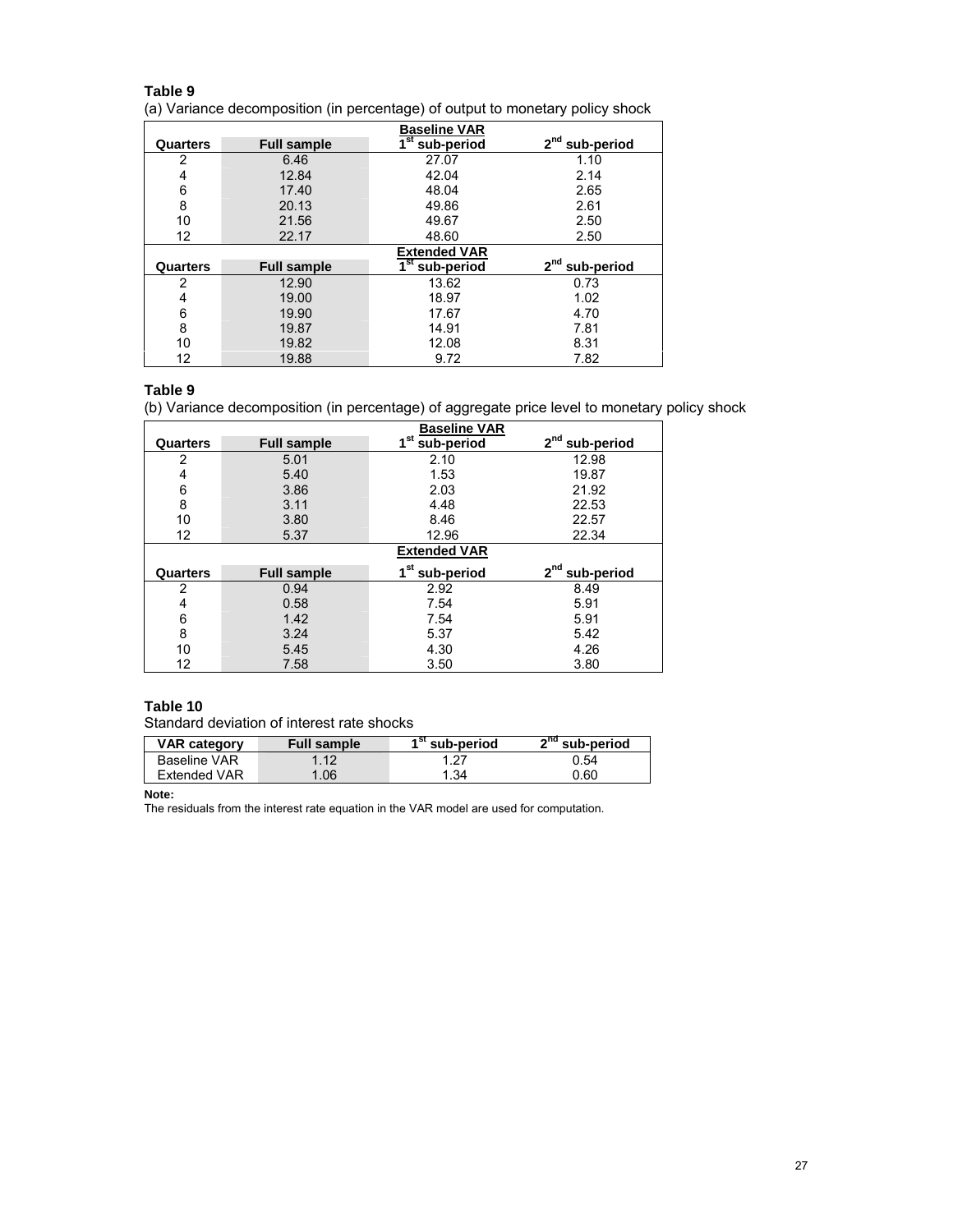**Table 9**

(a) Variance decomposition (in percentage) of output to monetary policy shock

| Quarters | Full sample | 1st sub-period | 2nd sub-period |
|---|---|---|---|
| | **Baseline VAR** | | |
| 2 | 6.46 | 27.07 | 1.10 |
| 4 | 12.84 | 42.04 | 2.14 |
| 6 | 17.40 | 48.04 | 2.65 |
| 8 | 20.13 | 49.86 | 2.61 |
| 10 | 21.56 | 49.67 | 2.50 |
| 12 | 22.17 | 48.60 | 2.50 |
| | **Extended VAR** | | |
| **Quarters** | **Full sample** | **1st sub-period** | **2nd sub-period** |
| 2 | 12.90 | 13.62 | 0.73 |
| 4 | 19.00 | 18.97 | 1.02 |
| 6 | 19.90 | 17.67 | 4.70 |
| 8 | 19.87 | 14.91 | 7.81 |
| 10 | 19.82 | 12.08 | 8.31 |
| 12 | 19.88 | 9.72 | 7.82 |

**Table 9**

(b) Variance decomposition (in percentage) of aggregate price level to monetary policy shock

| Quarters | Full sample | 1st sub-period | 2nd sub-period |
|---|---|---|---|
| | **Baseline VAR** | | |
| 2 | 5.01 | 2.10 | 12.98 |
| 4 | 5.40 | 1.53 | 19.87 |
| 6 | 3.86 | 2.03 | 21.92 |
| 8 | 3.11 | 4.48 | 22.53 |
| 10 | 3.80 | 8.46 | 22.57 |
| 12 | 5.37 | 12.96 | 22.34 |
| | **Extended VAR** | | |
| **Quarters** | **Full sample** | **1st sub-period** | **2nd sub-period** |
| 2 | 0.94 | 2.92 | 8.49 |
| 4 | 0.58 | 7.54 | 5.91 |
| 6 | 1.42 | 7.54 | 5.91 |
| 8 | 3.24 | 5.37 | 5.42 |
| 10 | 5.45 | 4.30 | 4.26 |
| 12 | 7.58 | 3.50 | 3.80 |

**Table 10**

Standard deviation of interest rate shocks

| VAR category | Full sample | 1st sub-period | 2nd sub-period |
|---|---|---|---|
| Baseline VAR | 1.12 | 1.27 | 0.54 |
| Extended VAR | 1.06 | 1.34 | 0.60 |

**Note:**

The residuals from the interest rate equation in the VAR model are used for computation.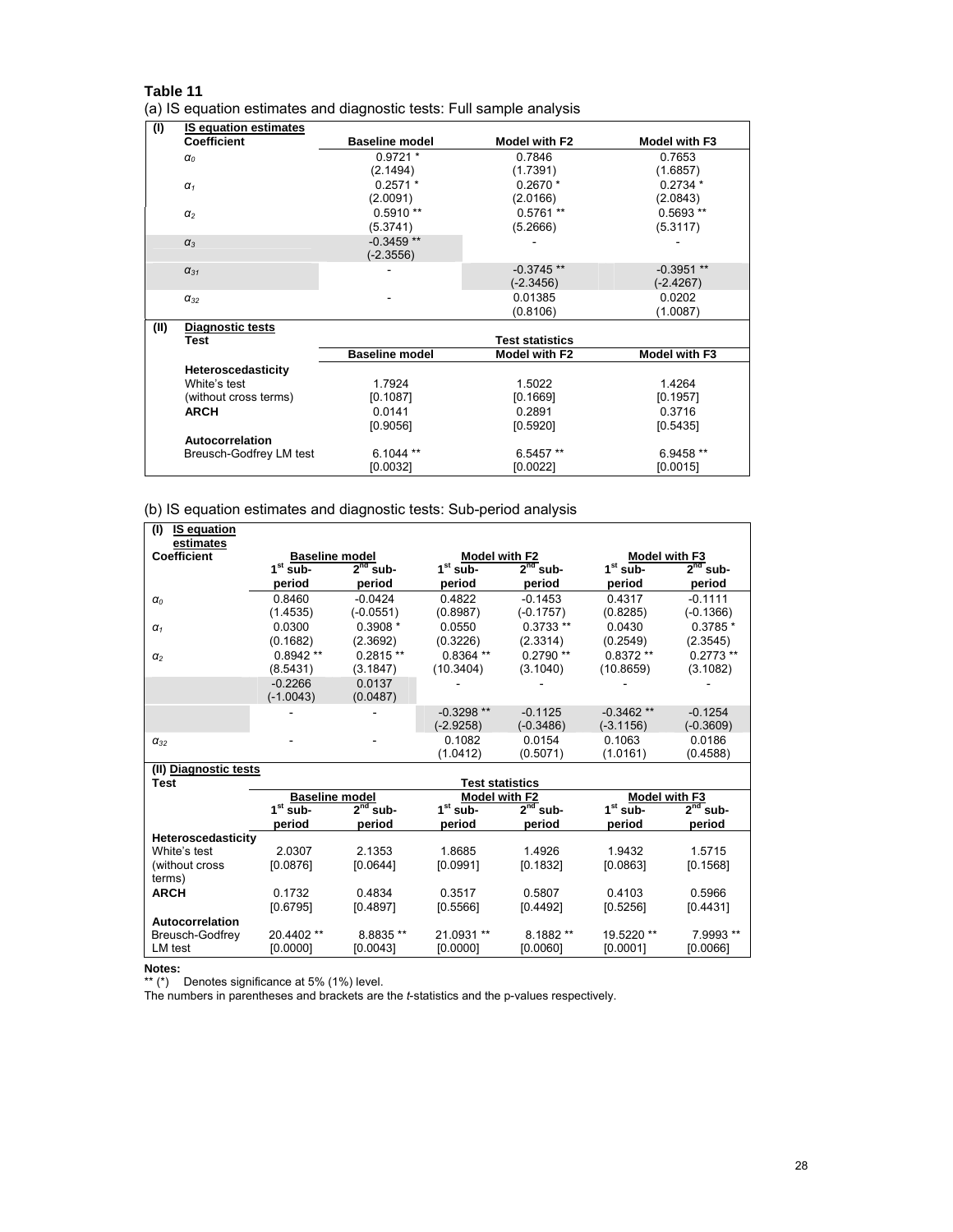**Table 11**

(a) IS equation estimates and diagnostic tests: Full sample analysis

| (I) | IS equation estimates | | | |
|---|---|---|---|---|
| | **Coefficient** | **Baseline model** | **Model with F2** | **Model with F3** |
| | $\alpha_0$ | 0.9721 * | 0.7846 | 0.7653 |
| | | (2.1494) | (1.7391) | (1.6857) |
| | $\alpha_1$ | 0.2571 * | 0.2670 * | 0.2734 * |
| | | (2.0091) | (2.0166) | (2.0843) |
| | $\alpha_2$ | 0.5910 ** | 0.5761 ** | 0.5693 ** |
| | | (5.3741) | (5.2666) | (5.3117) |
| | $\alpha_3$ | -0.3459 ** | - | - |
| | | (-2.3556) | | |
| | $\alpha_{31}$ | - | -0.3745 ** | -0.3951 ** |
| | | | (-2.3456) | (-2.4267) |
| | $\alpha_{32}$ | - | 0.01385 | 0.0202 |
| | | | (0.8106) | (1.0087) |
| **(II)** | **Diagnostic tests** | | | |
| | **Test** | **Test statistics** | | |
| | | **Baseline model** | **Model with F2** | **Model with F3** |
| | **Heteroscedasticity** | | | |
| | White's test | 1.7924 | 1.5022 | 1.4264 |
| | (without cross terms) | [0.1087] | [0.1669] | [0.1957] |
| | **ARCH** | 0.0141 | 0.2891 | 0.3716 |
| | | [0.9056] | [0.5920] | [0.5435] |
| | **Autocorrelation** | | | |
| | Breusch-Godfrey LM test | 6.1044 ** | 6.5457 ** | 6.9458 ** |
| | | [0.0032] | [0.0022] | [0.0015] |

(b) IS equation estimates and diagnostic tests: Sub-period analysis

| **(I) IS equation estimates** | | | | | | |
|---|---|---|---|---|---|---|
| **Coefficient** | **Baseline model** | | **Model with F2** | | **Model with F3** | |
| | **1st sub-period** | **2nd sub-period** | **1st sub-period** | **2nd sub-period** | **1st sub-period** | **2nd sub-period** |
| $\alpha_0$ | 0.8460 | -0.0424 | 0.4822 | -0.1453 | 0.4317 | -0.1111 |
| | (1.4535) | (-0.0551) | (0.8987) | (-0.1757) | (0.8285) | (-0.1366) |
| $\alpha_1$ | 0.0300 | 0.3908 * | 0.0550 | 0.3733 ** | 0.0430 | 0.3785 * |
| | (0.1682) | (2.3692) | (0.3226) | (2.3314) | (0.2549) | (2.3545) |
| $\alpha_2$ | 0.8942 ** | 0.2815 ** | 0.8364 ** | 0.2790 ** | 0.8372 ** | 0.2773 ** |
| | (8.5431) | (3.1847) | (10.3404) | (3.1040) | (10.8659) | (3.1082) |
| | -0.2266 | 0.0137 | - | - | - | - |
| | (-1.0043) | (0.0487) | | | | |
| | - | - | -0.3298 ** | -0.1125 | -0.3462 ** | -0.1254 |
| | | | (-2.9258) | (-0.3486) | (-3.1156) | (-0.3609) |
| $\alpha_{32}$ | - | - | 0.1082 | 0.0154 | 0.1063 | 0.0186 |
| | | | (1.0412) | (0.5071) | (1.0161) | (0.4588) |
| **(II) Diagnostic tests** | | | | | | |
| **Test** | **Test statistics** | | | | | |
| | **Baseline model** | | **Model with F2** | | **Model with F3** | |
| | **1st sub-period** | **2nd sub-period** | **1st sub-period** | **2nd sub-period** | **1st sub-period** | **2nd sub-period** |
| **Heteroscedasticity** | | | | | | |
| White's test | 2.0307 | 2.1353 | 1.8685 | 1.4926 | 1.9432 | 1.5715 |
| (without cross terms) | [0.0876] | [0.0644] | [0.0991] | [0.1832] | [0.0863] | [0.1568] |
| **ARCH** | 0.1732 | 0.4834 | 0.3517 | 0.5807 | 0.4103 | 0.5966 |
| | [0.6795] | [0.4897] | [0.5566] | [0.4492] | [0.5256] | [0.4431] |
| **Autocorrelation** | | | | | | |
| Breusch-Godfrey LM test | 20.4402 ** | 8.8835 ** | 21.0931 ** | 8.1882 ** | 19.5220 ** | 7.9993 ** |
| | [0.0000] | [0.0043] | [0.0000] | [0.0060] | [0.0001] | [0.0066] |

**Notes:**

** (*) Denotes significance at 5% (1%) level.

The numbers in parentheses and brackets are the *t*-statistics and the p-values respectively.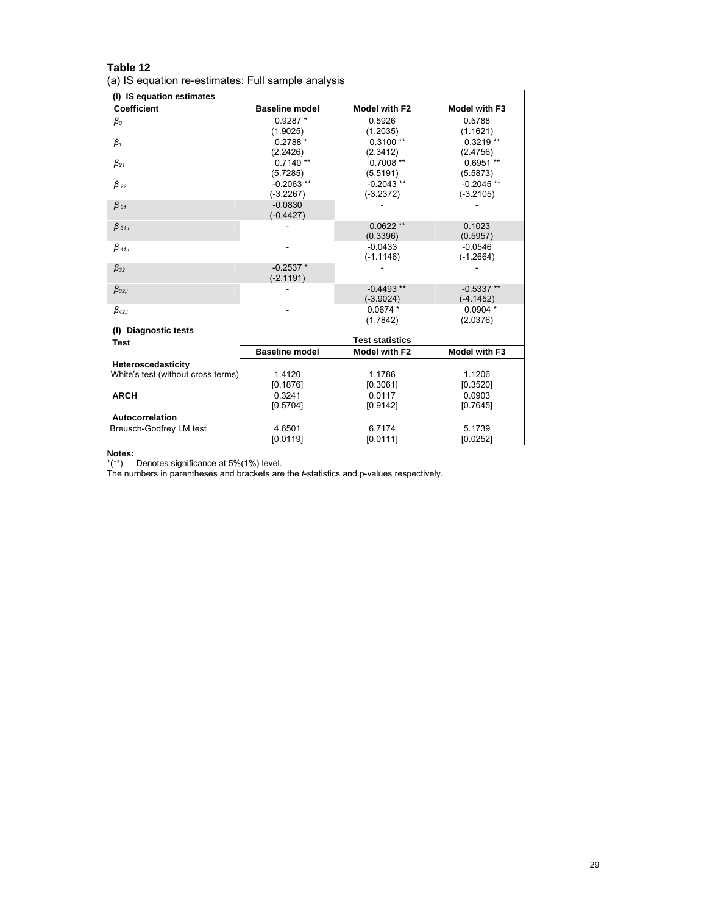**Table 12**

(a) IS equation re-estimates: Full sample analysis

| (I) IS equation estimates | | | |
|---|---|---|---|
| **Coefficient** | **Baseline model** | **Model with F2** | **Model with F3** |
| $\beta_0$ | 0.9287 * | 0.5926 | 0.5788 |
| | (1.9025) | (1.2035) | (1.1621) |
| $\beta_1$ | 0.2788 * | 0.3100 ** | 0.3219 ** |
| | (2.2426) | (2.3412) | (2.4756) |
| $\beta_{21}$ | 0.7140 ** | 0.7008 ** | 0.6951 ** |
| | (5.7285) | (5.5191) | (5.5873) |
| $\beta_{22}$ | -0.2063 ** | -0.2043 ** | -0.2045 ** |
| | (-3.2267) | (-3.2372) | (-3.2105) |
| $\beta_{31}$ | -0.0830 | - | - |
| | (-0.4427) | | |
| $\beta_{31,i}$ | - | 0.0622 ** | 0.1023 |
| | | (0.3396) | (0.5957) |
| $\beta_{41,i}$ | - | -0.0433 | -0.0546 |
| | | (-1.1146) | (-1.2664) |
| $\beta_{32}$ | -0.2537 * | - | - |
| | (-2.1191) | | |
| $\beta_{32,i}$ | - | -0.4493 ** | -0.5337 ** |
| | | (-3.9024) | (-4.1452) |
| $\beta_{42,i}$ | - | 0.0674 * | 0.0904 * |
| | | (1.7842) | (2.0376) |

| (I) Diagnostic tests | | | |
|---|---|---|---|
| **Test** | | **Test statistics** | |
| | **Baseline model** | **Model with F2** | **Model with F3** |
| **Heteroscedasticity** | | | |
| White's test (without cross terms) | 1.4120 | 1.1786 | 1.1206 |
| | [0.1876] | [0.3061] | [0.3520] |
| **ARCH** | 0.3241 | 0.0117 | 0.0903 |
| | [0.5704] | [0.9142] | [0.7645] |
| **Autocorrelation** | | | |
| Breusch-Godfrey LM test | 4.6501 | 6.7174 | 5.1739 |
| | [0.0119] | [0.0111] | [0.0252] |

**Notes:**

*(**) Denotes significance at 5%(1%) level.

The numbers in parentheses and brackets are the *t*-statistics and p-values respectively.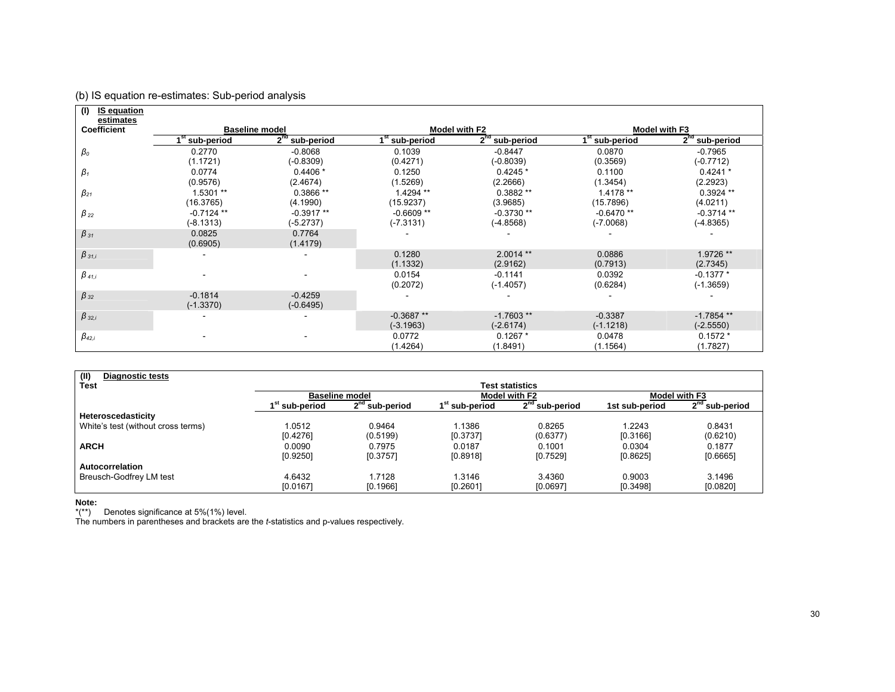(b) IS equation re-estimates: Sub-period analysis

**(I) IS equation estimates**

| Coefficient | Baseline model | | Model with F2 | | Model with F3 | |
|---|---|---|---|---|---|---|
| | 1[st] sub-period | 2[nd] sub-period | 1[st] sub-period | 2[nd] sub-period | 1[st] sub-period | 2[nd] sub-period |
| $\beta_0$ | 0.2770 | -0.8068 | 0.1039 | -0.8447 | 0.0870 | -0.7965 |
| | (1.1721) | (-0.8309) | (0.4271) | (-0.8039) | (0.3569) | (-0.7712) |
| $\beta_1$ | 0.0774 | 0.4406 * | 0.1250 | 0.4245 * | 0.1100 | 0.4241 * |
| | (0.9576) | (2.4674) | (1.5269) | (2.2666) | (1.3454) | (2.2923) |
| $\beta_{21}$ | 1.5301 ** | 0.3866 ** | 1.4294 ** | 0.3882 ** | 1.4178 ** | 0.3924 ** |
| | (16.3765) | (4.1990) | (15.9237) | (3.9685) | (15.7896) | (4.0211) |
| $\beta_{22}$ | -0.7124 ** | -0.3917 ** | -0.6609 ** | -0.3730 ** | -0.6470 ** | -0.3714 ** |
| | (-8.1313) | (-5.2737) | (-7.3131) | (-4.8568) | (-7.0068) | (-4.8365) |
| $\beta_{31}$ | 0.0825 | 0.7764 | - | - | - | - |
| | (0.6905) | (1.4179) | | | | |
| $\beta_{31,i}$ | - | - | 0.1280 | 2.0014 ** | 0.0886 | 1.9726 ** |
| | | | (1.1332) | (2.9162) | (0.7913) | (2.7345) |
| $\beta_{41,i}$ | - | - | 0.0154 | -0.1141 | 0.0392 | -0.1377 * |
| | | | (0.2072) | (-1.4057) | (0.6284) | (-1.3659) |
| $\beta_{32}$ | -0.1814 | -0.4259 | - | - | - | - |
| | (-1.3370) | (-0.6495) | | | | |
| $\beta_{32,i}$ | - | - | -0.3687 ** | -1.7603 ** | -0.3387 | -1.7854 ** |
| | | | (-3.1963) | (-2.6174) | (-1.1218) | (-2.5550) |
| $\beta_{42,i}$ | - | - | 0.0772 | 0.1267 * | 0.0478 | 0.1572 * |
| | | | (1.4264) | (1.8491) | (1.1564) | (1.7827) |

**(II) Diagnostic tests**

| Test | Test statistics | | | | | |
|---|---|---|---|---|---|---|
| | Baseline model | | Model with F2 | | Model with F3 | |
| | 1[st] sub-period | 2[nd] sub-period | 1[st] sub-period | 2[nd] sub-period | 1st sub-period | 2[nd] sub-period |
| **Heteroscedasticity** | | | | | | |
| White's test (without cross terms) | 1.0512 | 0.9464 | 1.1386 | 0.8265 | 1.2243 | 0.8431 |
| | [0.4276] | (0.5199) | [0.3737] | (0.6377) | [0.3166] | (0.6210) |
| **ARCH** | 0.0090 | 0.7975 | 0.0187 | 0.1001 | 0.0304 | 0.1877 |
| | [0.9250] | [0.3757] | [0.8918] | [0.7529] | [0.8625] | [0.6665] |
| **Autocorrelation** | | | | | | |
| Breusch-Godfrey LM test | 4.6432 | 1.7128 | 1.3146 | 3.4360 | 0.9003 | 3.1496 |
| | [0.0167] | [0.1966] | [0.2601] | [0.0697] | [0.3498] | [0.0820] |

**Note:**

*(**) Denotes significance at 5%(1%) level.

The numbers in parentheses and brackets are the *t*-statistics and p-values respectively.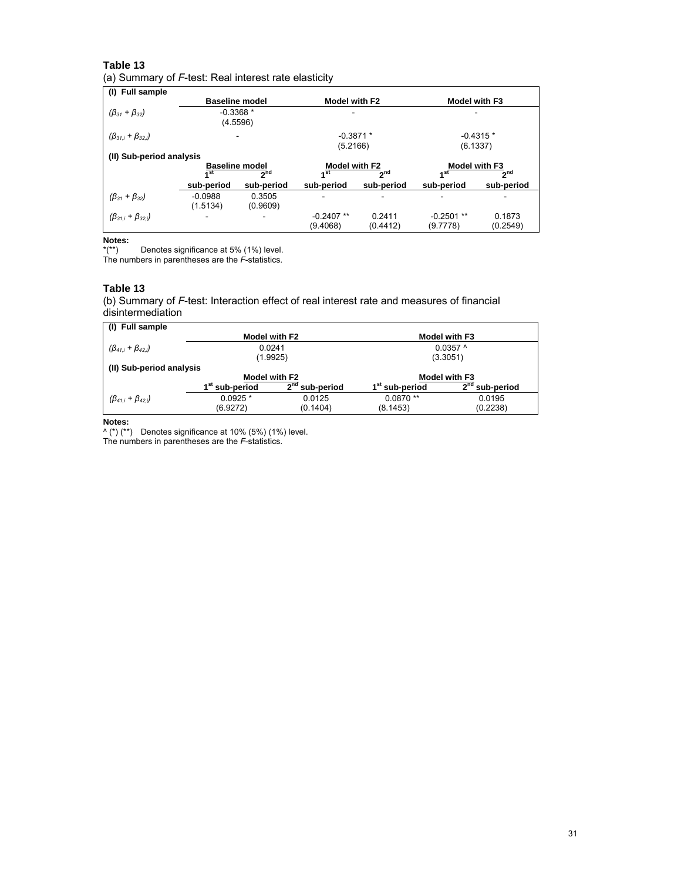**Table 13**

(a) Summary of *F*-test: Real interest rate elasticity

| (I) Full sample | Baseline model | | Model with F2 | | Model with F3 | |
|---|---|---|---|---|---|---|
| $(\beta_{31} + \beta_{32})$ | -0.3368 * (4.5596) | | - | | - | |
| $(\beta_{31,i} + \beta_{32,i})$ | - | | -0.3871 * (5.2166) | | -0.4315 * (6.1337) | |
| **(II) Sub-period analysis** | **Baseline model** | | **Model with F2** | | **Model with F3** | |
| | **1st sub-period** | **2nd sub-period** | **1st sub-period** | **2nd sub-period** | **1st sub-period** | **2nd sub-period** |
| $(\beta_{31} + \beta_{32})$ | -0.0988 (1.5134) | 0.3505 (0.9609) | - | - | - | - |
| $(\beta_{31,i} + \beta_{32,i})$ | - | - | -0.2407 ** (9.4068) | 0.2411 (0.4412) | -0.2501 ** (9.7778) | 0.1873 (0.2549) |

**Notes:**
*(**) Denotes significance at 5% (1%) level.
The numbers in parentheses are the *F*-statistics.

**Table 13**

(b) Summary of *F*-test: Interaction effect of real interest rate and measures of financial disintermediation

| (I) Full sample | Model with F2 | | Model with F3 | |
|---|---|---|---|---|
| $(\beta_{41,i} + \beta_{42,i})$ | 0.0241 (1.9925) | | 0.0357 ^ (3.3051) | |
| **(II) Sub-period analysis** | **Model with F2** | | **Model with F3** | |
| | **1st sub-period** | **2nd sub-period** | **1st sub-period** | **2nd sub-period** |
| $(\beta_{41,i} + \beta_{42,i})$ | 0.0925 * (6.9272) | 0.0125 (0.1404) | 0.0870 ** (8.1453) | 0.0195 (0.2238) |

**Notes:**
^ (*) (**) Denotes significance at 10% (5%) (1%) level.
The numbers in parentheses are the *F*-statistics.